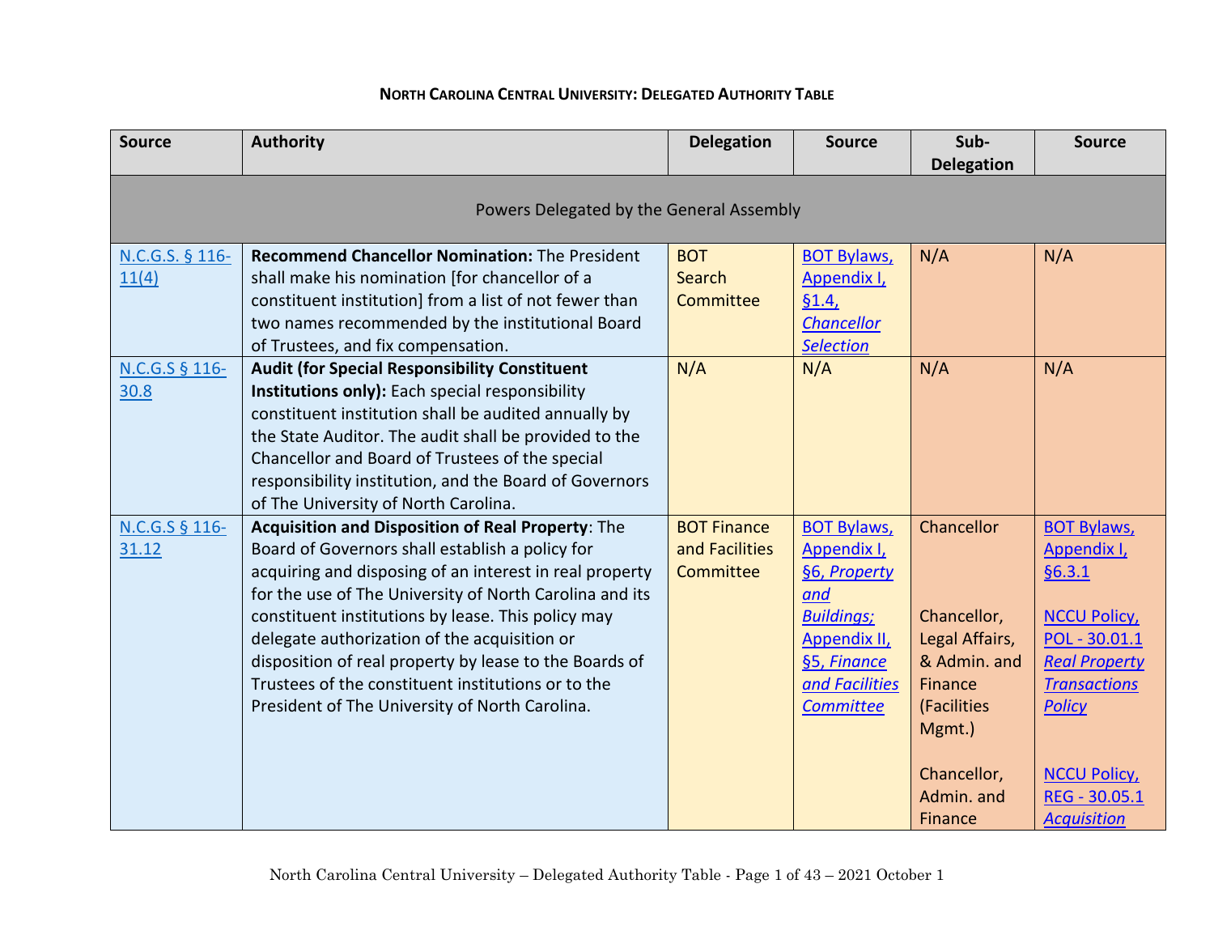**NORTH CAROLINA CENTRAL UNIVERSITY: DELEGATED AUTHORITY TABLE**

| Source | Authority | Delegation | Source | Sub-Delegation | Source |
|---|---|---|---|---|---|
| Powers Delegated by the General Assembly | | | | | |
| N.C.G.S. § 116-11(4) | **Recommend Chancellor Nomination:** The President shall make his nomination [for chancellor of a constituent institution] from a list of not fewer than two names recommended by the institutional Board of Trustees, and fix compensation. | BOT Search Committee | BOT Bylaws, Appendix I, §1.4, *Chancellor Selection* | N/A | N/A |
| N.C.G.S § 116-30.8 | **Audit (for Special Responsibility Constituent Institutions only):** Each special responsibility constituent institution shall be audited annually by the State Auditor. The audit shall be provided to the Chancellor and Board of Trustees of the special responsibility institution, and the Board of Governors of The University of North Carolina. | N/A | N/A | N/A | N/A |
| N.C.G.S § 116-31.12 | **Acquisition and Disposition of Real Property**: The Board of Governors shall establish a policy for acquiring and disposing of an interest in real property for the use of The University of North Carolina and its constituent institutions by lease. This policy may delegate authorization of the acquisition or disposition of real property by lease to the Boards of Trustees of the constituent institutions or to the President of The University of North Carolina. | BOT Finance and Facilities Committee | BOT Bylaws, Appendix I, §6, *Property and Buildings;* Appendix II, §5, *Finance and Facilities Committee* | Chancellor<br><br>Chancellor, Legal Affairs, & Admin. and Finance (Facilities Mgmt.)<br><br>Chancellor, Admin. and Finance | BOT Bylaws, Appendix I, §6.3.1<br><br>NCCU Policy, POL - 30.01.1 *Real Property Transactions Policy*<br><br>NCCU Policy, REG - 30.05.1 *Acquisition* |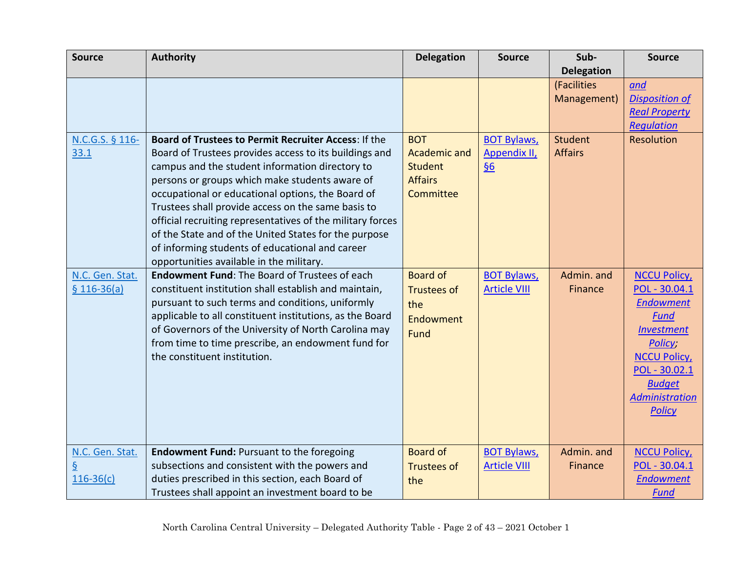| Source | Authority | Delegation | Source | Sub-Delegation | Source |
|---|---|---|---|---|---|
| | | | | (Facilities Management) | *and Disposition of Real Property Regulation* |
| N.C.G.S. § 116-33.1 | **Board of Trustees to Permit Recruiter Access**: If the Board of Trustees provides access to its buildings and campus and the student information directory to persons or groups which make students aware of occupational or educational options, the Board of Trustees shall provide access on the same basis to official recruiting representatives of the military forces of the State and of the United States for the purpose of informing students of educational and career opportunities available in the military. | BOT Academic and Student Affairs Committee | BOT Bylaws, Appendix II, §6 | Student Affairs | Resolution |
| N.C. Gen. Stat. § 116-36(a) | **Endowment Fund**: The Board of Trustees of each constituent institution shall establish and maintain, pursuant to such terms and conditions, uniformly applicable to all constituent institutions, as the Board of Governors of the University of North Carolina may from time to time prescribe, an endowment fund for the constituent institution. | Board of Trustees of the Endowment Fund | BOT Bylaws, Article VIII | Admin. and Finance | NCCU Policy, POL - 30.04.1 *Endowment Fund Investment Policy*; NCCU Policy, POL - 30.02.1 *Budget Administration Policy* |
| N.C. Gen. Stat. § 116-36(c) | **Endowment Fund:** Pursuant to the foregoing subsections and consistent with the powers and duties prescribed in this section, each Board of Trustees shall appoint an investment board to be | Board of Trustees of the | BOT Bylaws, Article VIII | Admin. and Finance | NCCU Policy, POL - 30.04.1 *Endowment Fund* |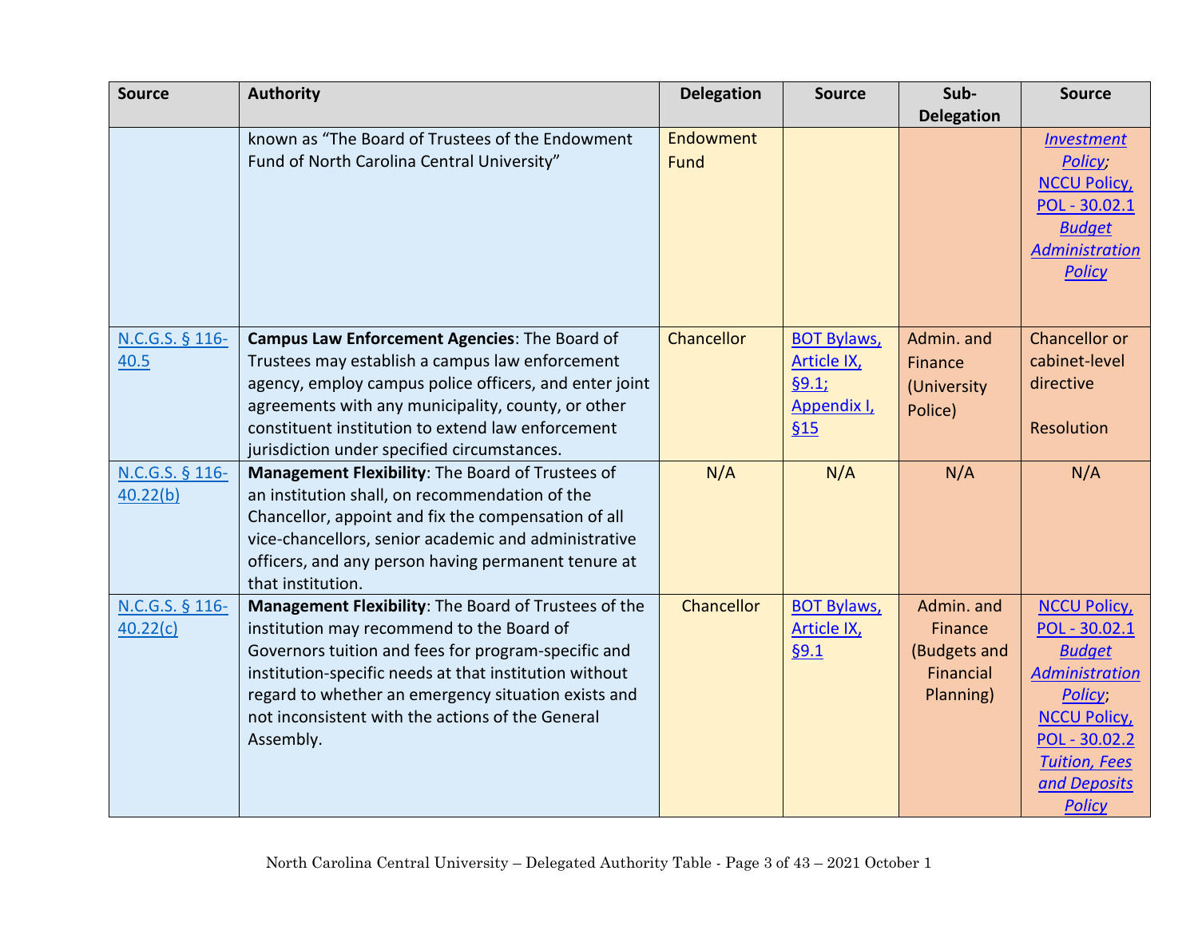| Source | Authority | Delegation | Source | Sub-Delegation | Source |
|---|---|---|---|---|---|
| | known as "The Board of Trustees of the Endowment Fund of North Carolina Central University" | Endowment Fund | | | *Investment Policy*; NCCU Policy, POL - 30.02.1 *Budget Administration Policy* |
| N.C.G.S. § 116-40.5 | **Campus Law Enforcement Agencies**: The Board of Trustees may establish a campus law enforcement agency, employ campus police officers, and enter joint agreements with any municipality, county, or other constituent institution to extend law enforcement jurisdiction under specified circumstances. | Chancellor | BOT Bylaws, Article IX, §9.1; Appendix I, §15 | Admin. and Finance (University Police) | Chancellor or cabinet-level directive<br><br>Resolution |
| N.C.G.S. § 116-40.22(b) | **Management Flexibility**: The Board of Trustees of an institution shall, on recommendation of the Chancellor, appoint and fix the compensation of all vice-chancellors, senior academic and administrative officers, and any person having permanent tenure at that institution. | N/A | N/A | N/A | N/A |
| N.C.G.S. § 116-40.22(c) | **Management Flexibility**: The Board of Trustees of the institution may recommend to the Board of Governors tuition and fees for program-specific and institution-specific needs at that institution without regard to whether an emergency situation exists and not inconsistent with the actions of the General Assembly. | Chancellor | BOT Bylaws, Article IX, §9.1 | Admin. and Finance (Budgets and Financial Planning) | NCCU Policy, POL - 30.02.1 *Budget Administration Policy*; NCCU Policy, POL - 30.02.2 *Tuition, Fees and Deposits Policy* |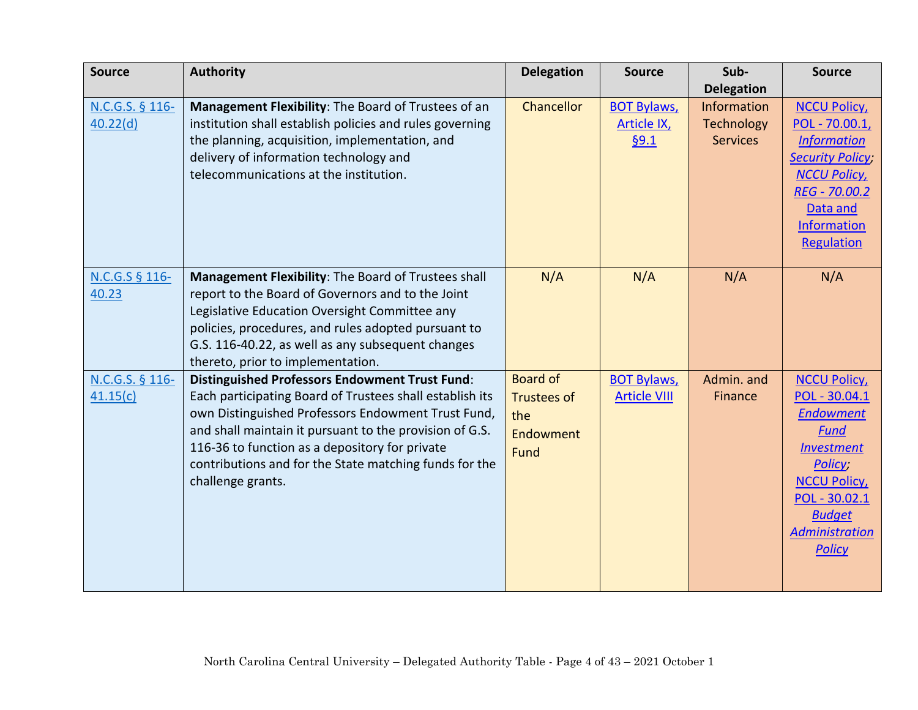| Source | Authority | Delegation | Source | Sub-Delegation | Source |
|---|---|---|---|---|---|
| N.C.G.S. § 116-40.22(d) | **Management Flexibility**: The Board of Trustees of an institution shall establish policies and rules governing the planning, acquisition, implementation, and delivery of information technology and telecommunications at the institution. | Chancellor | BOT Bylaws, Article IX, §9.1 | Information Technology Services | NCCU Policy, POL - 70.00.1, *Information Security Policy*; NCCU Policy, *REG - 70.00.2* Data and Information Regulation |
| N.C.G.S § 116-40.23 | **Management Flexibility**: The Board of Trustees shall report to the Board of Governors and to the Joint Legislative Education Oversight Committee any policies, procedures, and rules adopted pursuant to G.S. 116-40.22, as well as any subsequent changes thereto, prior to implementation. | N/A | N/A | N/A | N/A |
| N.C.G.S. § 116-41.15(c) | **Distinguished Professors Endowment Trust Fund**: Each participating Board of Trustees shall establish its own Distinguished Professors Endowment Trust Fund, and shall maintain it pursuant to the provision of G.S. 116-36 to function as a depository for private contributions and for the State matching funds for the challenge grants. | Board of Trustees of the Endowment Fund | BOT Bylaws, Article VIII | Admin. and Finance | NCCU Policy, POL - 30.04.1 *Endowment Fund Investment Policy*; NCCU Policy, POL - 30.02.1 *Budget Administration Policy* |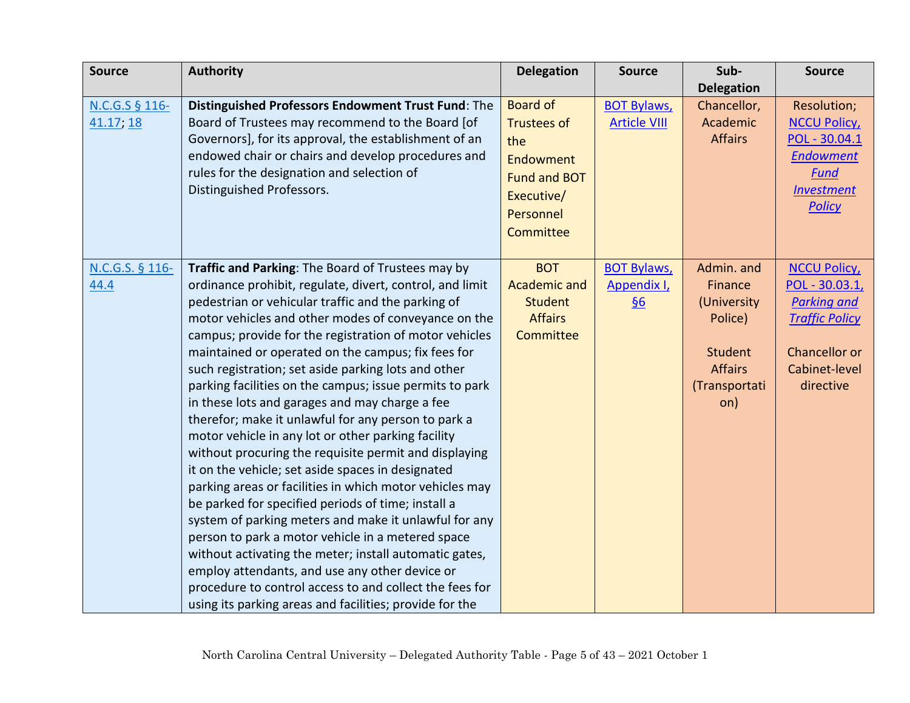| Source | Authority | Delegation | Source | Sub-Delegation | Source |
|---|---|---|---|---|---|
| N.C.G.S § 116-41.17; 18 | **Distinguished Professors Endowment Trust Fund**: The Board of Trustees may recommend to the Board [of Governors], for its approval, the establishment of an endowed chair or chairs and develop procedures and rules for the designation and selection of Distinguished Professors. | Board of Trustees of the Endowment Fund and BOT Executive/ Personnel Committee | BOT Bylaws, Article VIII | Chancellor, Academic Affairs | Resolution; NCCU Policy, POL - 30.04.1 *Endowment Fund Investment Policy* |
| N.C.G.S. § 116-44.4 | **Traffic and Parking**: The Board of Trustees may by ordinance prohibit, regulate, divert, control, and limit pedestrian or vehicular traffic and the parking of motor vehicles and other modes of conveyance on the campus; provide for the registration of motor vehicles maintained or operated on the campus; fix fees for such registration; set aside parking lots and other parking facilities on the campus; issue permits to park in these lots and garages and may charge a fee therefor; make it unlawful for any person to park a motor vehicle in any lot or other parking facility without procuring the requisite permit and displaying it on the vehicle; set aside spaces in designated parking areas or facilities in which motor vehicles may be parked for specified periods of time; install a system of parking meters and make it unlawful for any person to park a motor vehicle in a metered space without activating the meter; install automatic gates, employ attendants, and use any other device or procedure to control access to and collect the fees for using its parking areas and facilities; provide for the | BOT Academic and Student Affairs Committee | BOT Bylaws, Appendix I, §6 | Admin. and Finance (University Police)<br><br>Student Affairs (Transportation) | NCCU Policy, POL - 30.03.1, *Parking and Traffic Policy*<br><br>Chancellor or Cabinet-level directive |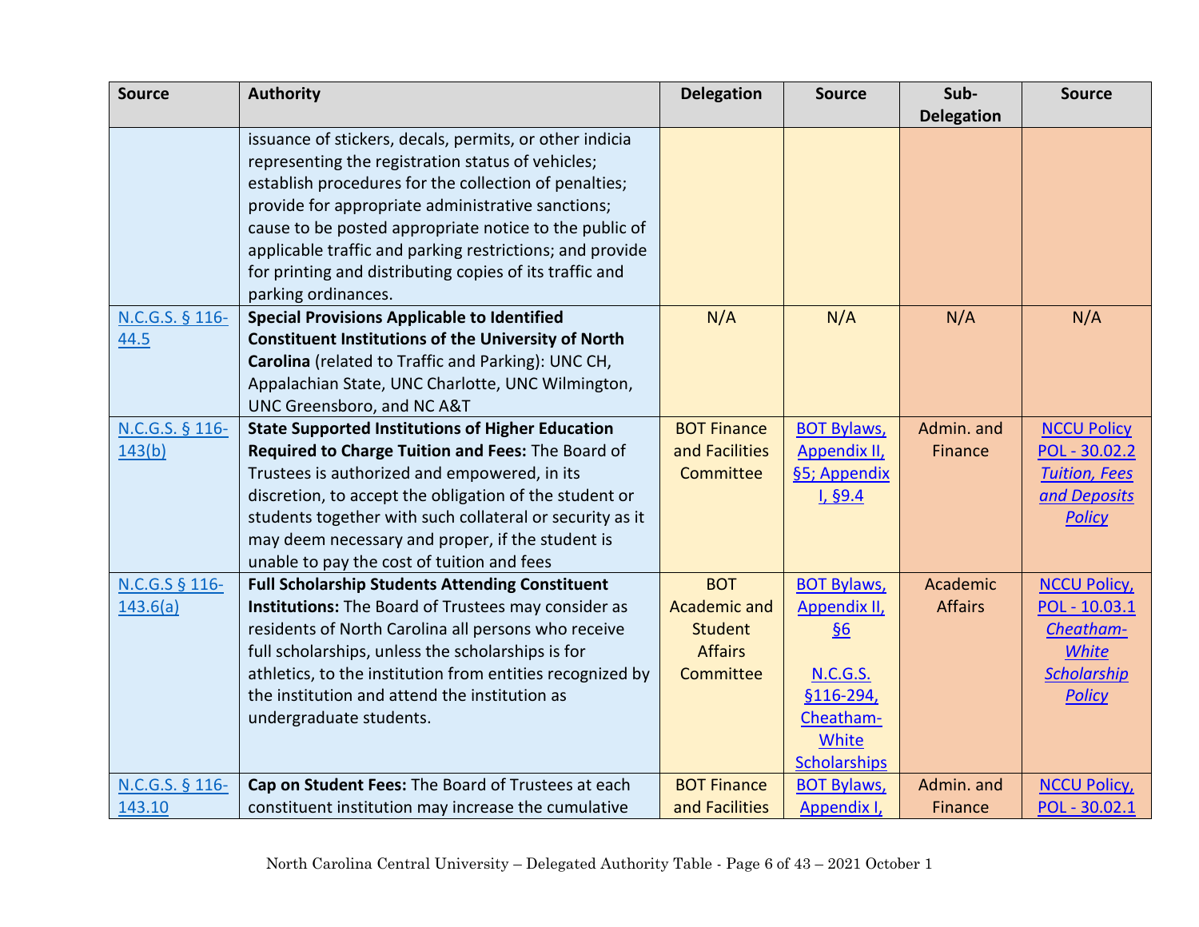| Source | Authority | Delegation | Source | Sub-Delegation | Source |
|---|---|---|---|---|---|
| | issuance of stickers, decals, permits, or other indicia representing the registration status of vehicles; establish procedures for the collection of penalties; provide for appropriate administrative sanctions; cause to be posted appropriate notice to the public of applicable traffic and parking restrictions; and provide for printing and distributing copies of its traffic and parking ordinances. | | | | |
| N.C.G.S. § 116-44.5 | **Special Provisions Applicable to Identified Constituent Institutions of the University of North Carolina** (related to Traffic and Parking): UNC CH, Appalachian State, UNC Charlotte, UNC Wilmington, UNC Greensboro, and NC A&T | N/A | N/A | N/A | N/A |
| N.C.G.S. § 116-143(b) | **State Supported Institutions of Higher Education Required to Charge Tuition and Fees:** The Board of Trustees is authorized and empowered, in its discretion, to accept the obligation of the student or students together with such collateral or security as it may deem necessary and proper, if the student is unable to pay the cost of tuition and fees | BOT Finance and Facilities Committee | BOT Bylaws, Appendix II, §5; Appendix I, §9.4 | Admin. and Finance | NCCU Policy POL - 30.02.2 *Tuition, Fees and Deposits Policy* |
| N.C.G.S § 116-143.6(a) | **Full Scholarship Students Attending Constituent Institutions:** The Board of Trustees may consider as residents of North Carolina all persons who receive full scholarships, unless the scholarships is for athletics, to the institution from entities recognized by the institution and attend the institution as undergraduate students. | BOT Academic and Student Affairs Committee | BOT Bylaws, Appendix II, §6<br><br>N.C.G.S. §116-294, Cheatham-White Scholarships | Academic Affairs | NCCU Policy, POL - 10.03.1 *Cheatham-White Scholarship Policy* |
| N.C.G.S. § 116-143.10 | **Cap on Student Fees:** The Board of Trustees at each constituent institution may increase the cumulative | BOT Finance and Facilities | BOT Bylaws, Appendix I, | Admin. and Finance | NCCU Policy, POL - 30.02.1 |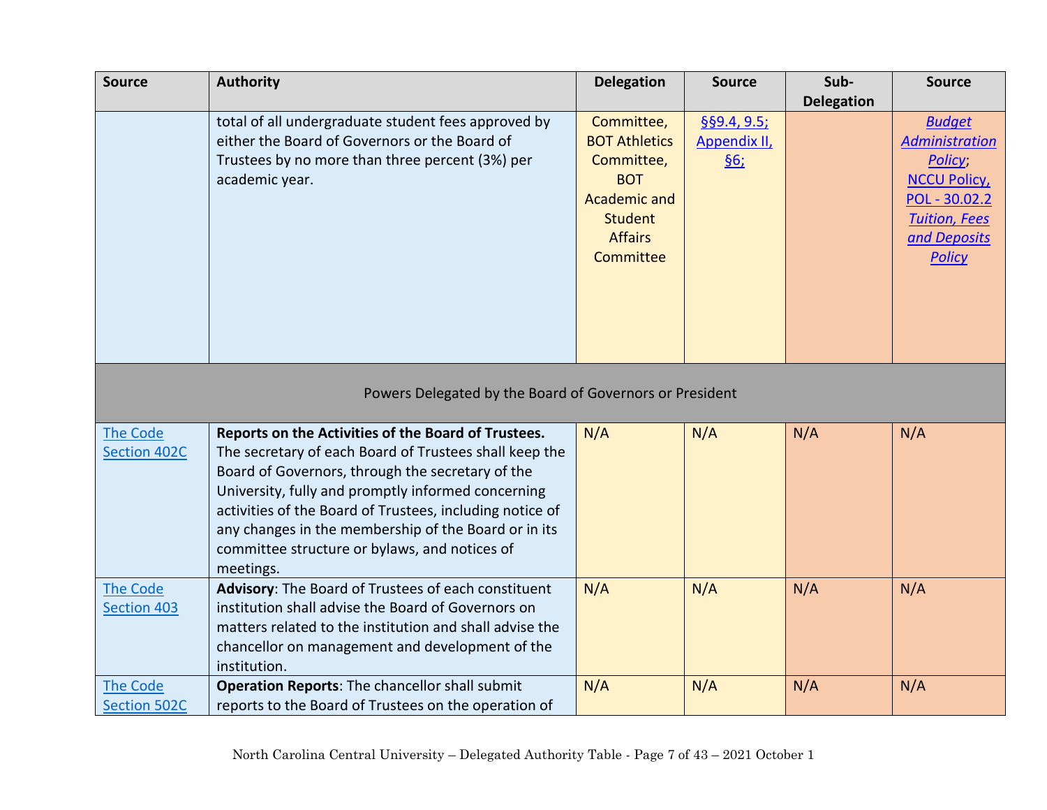| Source | Authority | Delegation | Source | Sub-Delegation | Source |
|---|---|---|---|---|---|
| | total of all undergraduate student fees approved by either the Board of Governors or the Board of Trustees by no more than three percent (3%) per academic year. | Committee, BOT Athletics Committee, BOT Academic and Student Affairs Committee | §§9.4, 9.5; Appendix II, §6; | | *Budget Administration Policy*; NCCU Policy, POL - 30.02.2 *Tuition, Fees and Deposits Policy* |
| Powers Delegated by the Board of Governors or President | | | | | |
| The Code Section 402C | **Reports on the Activities of the Board of Trustees.** The secretary of each Board of Trustees shall keep the Board of Governors, through the secretary of the University, fully and promptly informed concerning activities of the Board of Trustees, including notice of any changes in the membership of the Board or in its committee structure or bylaws, and notices of meetings. | N/A | N/A | N/A | N/A |
| The Code Section 403 | **Advisory**: The Board of Trustees of each constituent institution shall advise the Board of Governors on matters related to the institution and shall advise the chancellor on management and development of the institution. | N/A | N/A | N/A | N/A |
| The Code Section 502C | **Operation Reports**: The chancellor shall submit reports to the Board of Trustees on the operation of | N/A | N/A | N/A | N/A |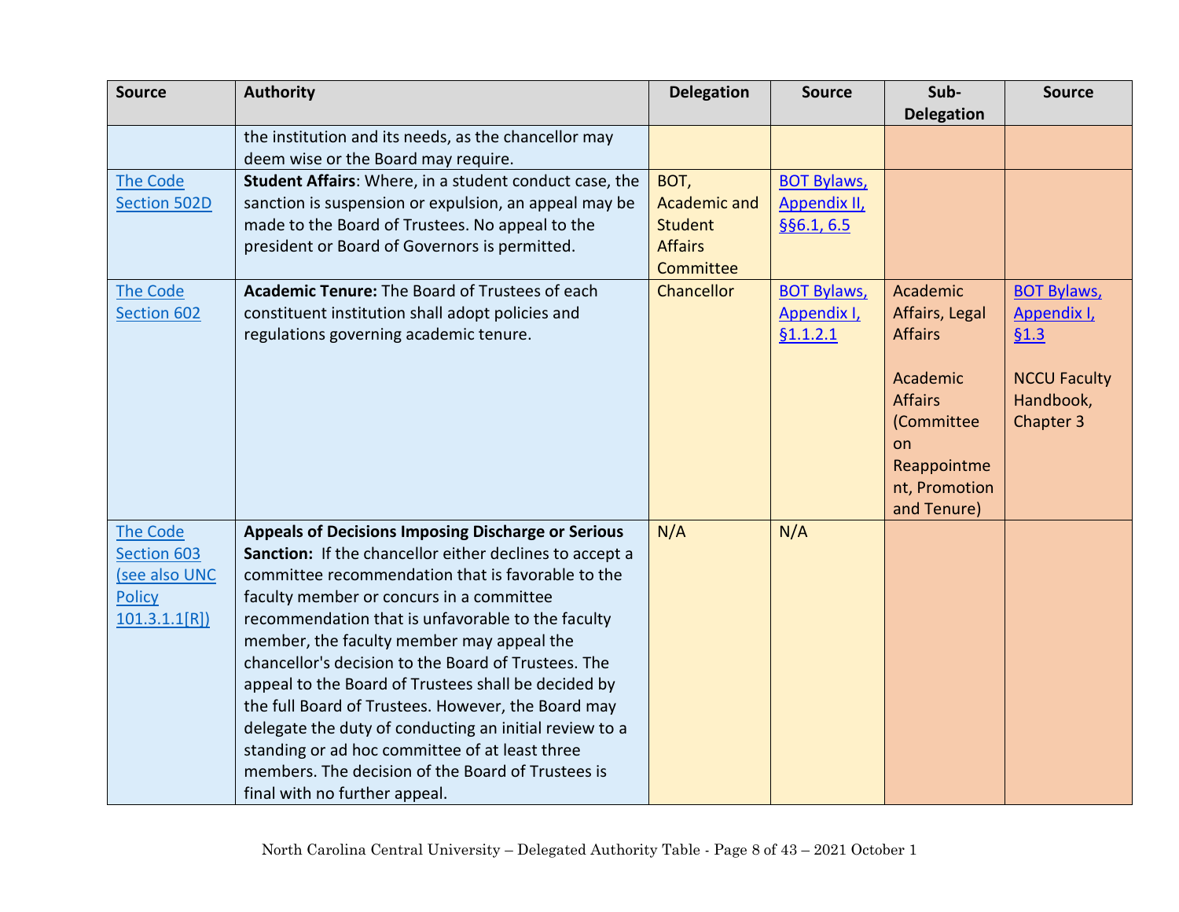| Source | Authority | Delegation | Source | Sub-Delegation | Source |
|---|---|---|---|---|---|
| | the institution and its needs, as the chancellor may deem wise or the Board may require. | | | | |
| The Code Section 502D | **Student Affairs**: Where, in a student conduct case, the sanction is suspension or expulsion, an appeal may be made to the Board of Trustees. No appeal to the president or Board of Governors is permitted. | BOT, Academic and Student Affairs Committee | BOT Bylaws, Appendix II, §§6.1, 6.5 | | |
| The Code Section 602 | **Academic Tenure:** The Board of Trustees of each constituent institution shall adopt policies and regulations governing academic tenure. | Chancellor | BOT Bylaws, Appendix I, §1.1.2.1 | Academic Affairs, Legal Affairs<br><br>Academic Affairs (Committee on Reappointment, Promotion and Tenure) | BOT Bylaws, Appendix I, §1.3<br><br>NCCU Faculty Handbook, Chapter 3 |
| The Code Section 603 (see also UNC Policy 101.3.1.1[R]) | **Appeals of Decisions Imposing Discharge or Serious Sanction:** If the chancellor either declines to accept a committee recommendation that is favorable to the faculty member or concurs in a committee recommendation that is unfavorable to the faculty member, the faculty member may appeal the chancellor's decision to the Board of Trustees. The appeal to the Board of Trustees shall be decided by the full Board of Trustees. However, the Board may delegate the duty of conducting an initial review to a standing or ad hoc committee of at least three members. The decision of the Board of Trustees is final with no further appeal. | N/A | N/A | | |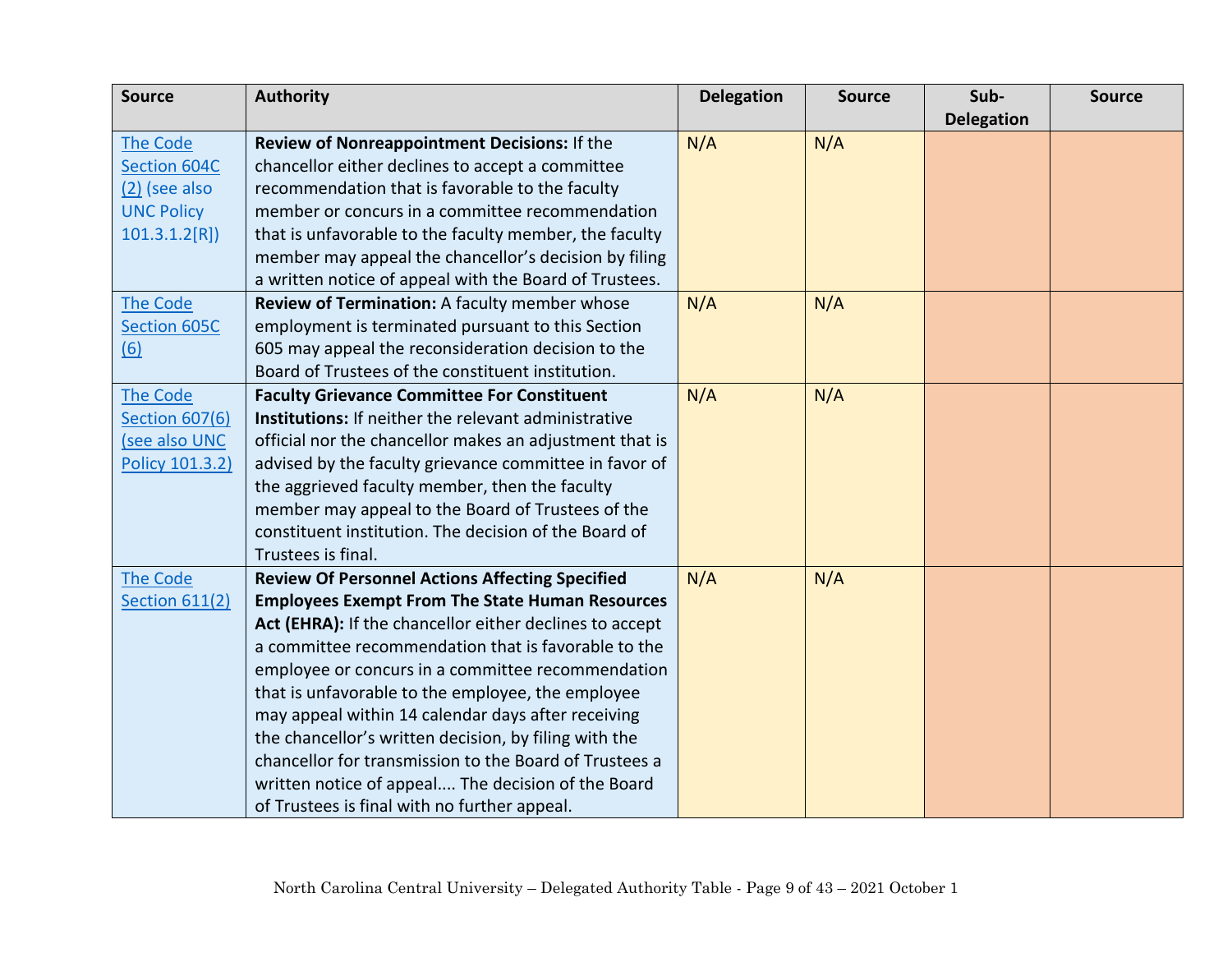| Source | Authority | Delegation | Source | Sub-Delegation | Source |
|---|---|---|---|---|---|
| The Code Section 604C (2) (see also UNC Policy 101.3.1.2[R]) | **Review of Nonreappointment Decisions:** If the chancellor either declines to accept a committee recommendation that is favorable to the faculty member or concurs in a committee recommendation that is unfavorable to the faculty member, the faculty member may appeal the chancellor's decision by filing a written notice of appeal with the Board of Trustees. | N/A | N/A | | |
| The Code Section 605C (6) | **Review of Termination:** A faculty member whose employment is terminated pursuant to this Section 605 may appeal the reconsideration decision to the Board of Trustees of the constituent institution. | N/A | N/A | | |
| The Code Section 607(6) (see also UNC Policy 101.3.2) | **Faculty Grievance Committee For Constituent Institutions:** If neither the relevant administrative official nor the chancellor makes an adjustment that is advised by the faculty grievance committee in favor of the aggrieved faculty member, then the faculty member may appeal to the Board of Trustees of the constituent institution. The decision of the Board of Trustees is final. | N/A | N/A | | |
| The Code Section 611(2) | **Review Of Personnel Actions Affecting Specified Employees Exempt From The State Human Resources Act (EHRA):** If the chancellor either declines to accept a committee recommendation that is favorable to the employee or concurs in a committee recommendation that is unfavorable to the employee, the employee may appeal within 14 calendar days after receiving the chancellor's written decision, by filing with the chancellor for transmission to the Board of Trustees a written notice of appeal.... The decision of the Board of Trustees is final with no further appeal. | N/A | N/A | | |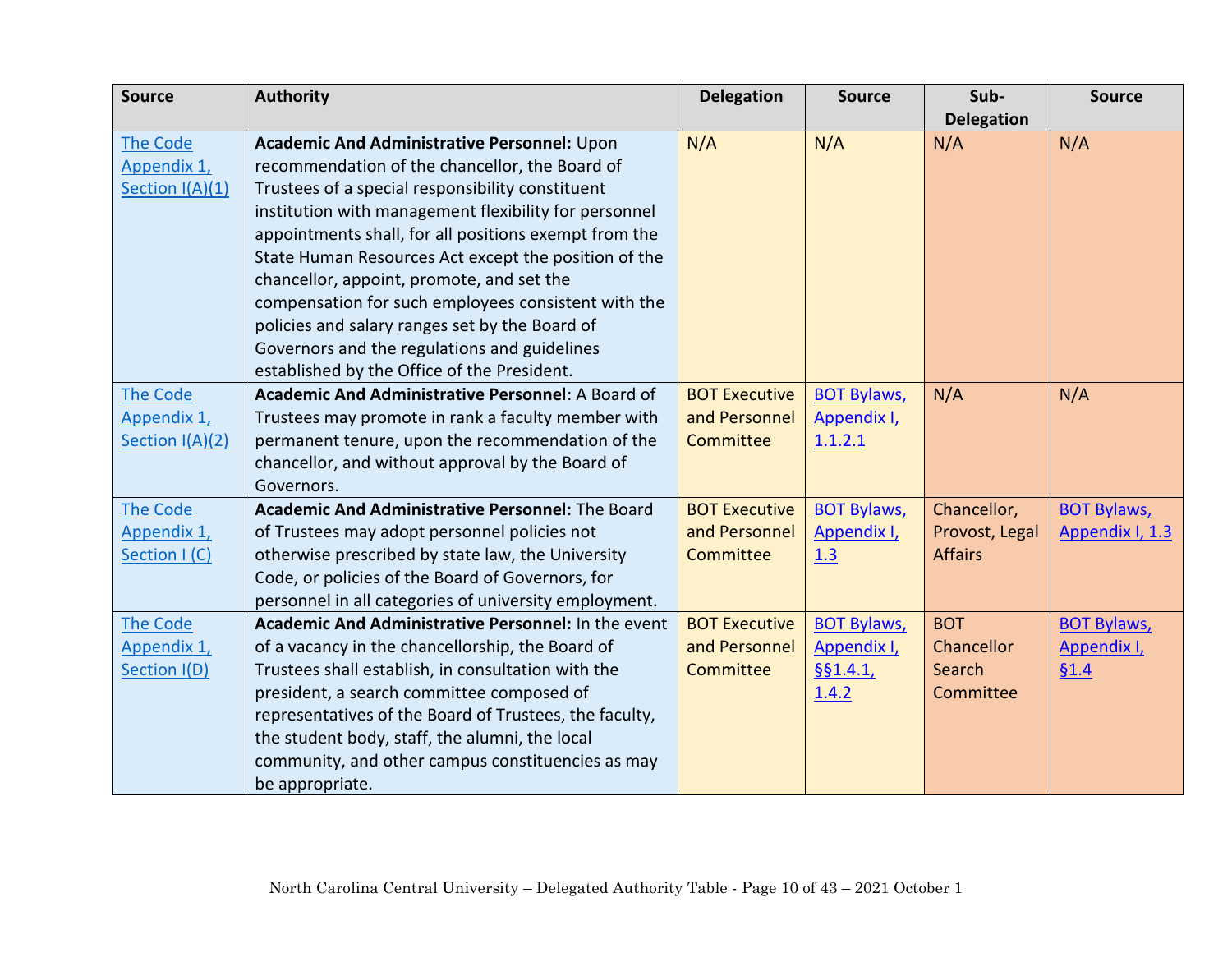| Source | Authority | Delegation | Source | Sub-Delegation | Source |
|---|---|---|---|---|---|
| The Code Appendix 1, Section I(A)(1) | **Academic And Administrative Personnel:** Upon recommendation of the chancellor, the Board of Trustees of a special responsibility constituent institution with management flexibility for personnel appointments shall, for all positions exempt from the State Human Resources Act except the position of the chancellor, appoint, promote, and set the compensation for such employees consistent with the policies and salary ranges set by the Board of Governors and the regulations and guidelines established by the Office of the President. | N/A | N/A | N/A | N/A |
| The Code Appendix 1, Section I(A)(2) | **Academic And Administrative Personnel**: A Board of Trustees may promote in rank a faculty member with permanent tenure, upon the recommendation of the chancellor, and without approval by the Board of Governors. | BOT Executive and Personnel Committee | BOT Bylaws, Appendix I, 1.1.2.1 | N/A | N/A |
| The Code Appendix 1, Section I (C) | **Academic And Administrative Personnel:** The Board of Trustees may adopt personnel policies not otherwise prescribed by state law, the University Code, or policies of the Board of Governors, for personnel in all categories of university employment. | BOT Executive and Personnel Committee | BOT Bylaws, Appendix I, 1.3 | Chancellor, Provost, Legal Affairs | BOT Bylaws, Appendix I, 1.3 |
| The Code Appendix 1, Section I(D) | **Academic And Administrative Personnel:** In the event of a vacancy in the chancellorship, the Board of Trustees shall establish, in consultation with the president, a search committee composed of representatives of the Board of Trustees, the faculty, the student body, staff, the alumni, the local community, and other campus constituencies as may be appropriate. | BOT Executive and Personnel Committee | BOT Bylaws, Appendix I, §§1.4.1, 1.4.2 | BOT Chancellor Search Committee | BOT Bylaws, Appendix I, §1.4 |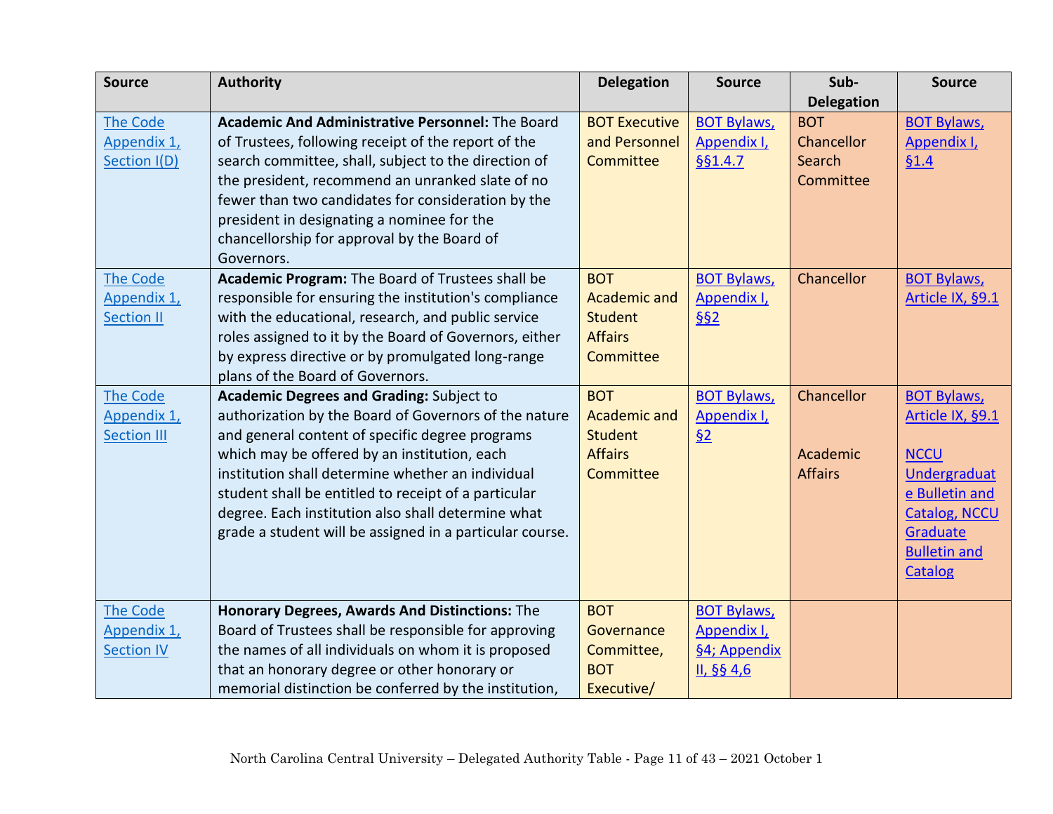| Source | Authority | Delegation | Source | Sub-Delegation | Source |
|---|---|---|---|---|---|
| The Code Appendix 1, Section I(D) | **Academic And Administrative Personnel:** The Board of Trustees, following receipt of the report of the search committee, shall, subject to the direction of the president, recommend an unranked slate of no fewer than two candidates for consideration by the president in designating a nominee for the chancellorship for approval by the Board of Governors. | BOT Executive and Personnel Committee | BOT Bylaws, Appendix I, §§1.4.7 | BOT Chancellor Search Committee | BOT Bylaws, Appendix I, §1.4 |
| The Code Appendix 1, Section II | **Academic Program:** The Board of Trustees shall be responsible for ensuring the institution's compliance with the educational, research, and public service roles assigned to it by the Board of Governors, either by express directive or by promulgated long-range plans of the Board of Governors. | BOT Academic and Student Affairs Committee | BOT Bylaws, Appendix I, §§2 | Chancellor | BOT Bylaws, Article IX, §9.1 |
| The Code Appendix 1, Section III | **Academic Degrees and Grading:** Subject to authorization by the Board of Governors of the nature and general content of specific degree programs which may be offered by an institution, each institution shall determine whether an individual student shall be entitled to receipt of a particular degree. Each institution also shall determine what grade a student will be assigned in a particular course. | BOT Academic and Student Affairs Committee | BOT Bylaws, Appendix I, §2 | Chancellor<br><br>Academic Affairs | BOT Bylaws, Article IX, §9.1<br><br>NCCU Undergraduate Bulletin and Catalog, NCCU Graduate Bulletin and Catalog |
| The Code Appendix 1, Section IV | **Honorary Degrees, Awards And Distinctions:** The Board of Trustees shall be responsible for approving the names of all individuals on whom it is proposed that an honorary degree or other honorary or memorial distinction be conferred by the institution, | BOT Governance Committee, BOT Executive/ | BOT Bylaws, Appendix I, §4; Appendix II, §§ 4,6 | | |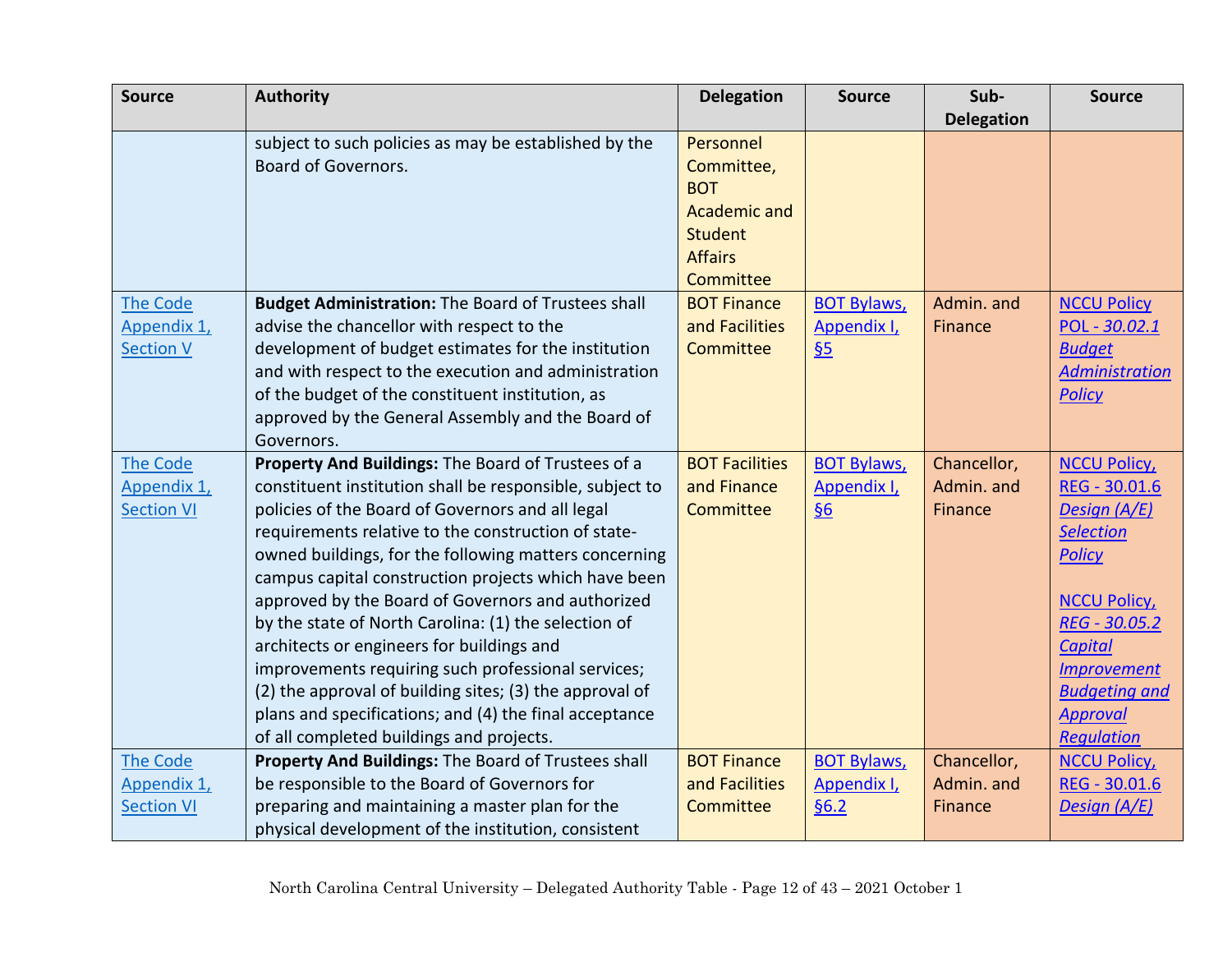| Source | Authority | Delegation | Source | Sub-Delegation | Source |
|---|---|---|---|---|---|
| | subject to such policies as may be established by the Board of Governors. | Personnel Committee, BOT Academic and Student Affairs Committee | | | |
| The Code Appendix 1, Section V | **Budget Administration:** The Board of Trustees shall advise the chancellor with respect to the development of budget estimates for the institution and with respect to the execution and administration of the budget of the constituent institution, as approved by the General Assembly and the Board of Governors. | BOT Finance and Facilities Committee | BOT Bylaws, Appendix I, §5 | Admin. and Finance | NCCU Policy POL - *30.02.1 Budget Administration Policy* |
| The Code Appendix 1, Section VI | **Property And Buildings:** The Board of Trustees of a constituent institution shall be responsible, subject to policies of the Board of Governors and all legal requirements relative to the construction of state-owned buildings, for the following matters concerning campus capital construction projects which have been approved by the Board of Governors and authorized by the state of North Carolina: (1) the selection of architects or engineers for buildings and improvements requiring such professional services; (2) the approval of building sites; (3) the approval of plans and specifications; and (4) the final acceptance of all completed buildings and projects. | BOT Facilities and Finance Committee | BOT Bylaws, Appendix I, §6 | Chancellor, Admin. and Finance | NCCU Policy, REG - 30.01.6 *Design (A/E) Selection Policy*<br><br>NCCU Policy, *REG - 30.05.2 Capital Improvement Budgeting and Approval Regulation* |
| The Code Appendix 1, Section VI | **Property And Buildings:** The Board of Trustees shall be responsible to the Board of Governors for preparing and maintaining a master plan for the physical development of the institution, consistent | BOT Finance and Facilities Committee | BOT Bylaws, Appendix I, §6.2 | Chancellor, Admin. and Finance | NCCU Policy, REG - 30.01.6 *Design (A/E)* |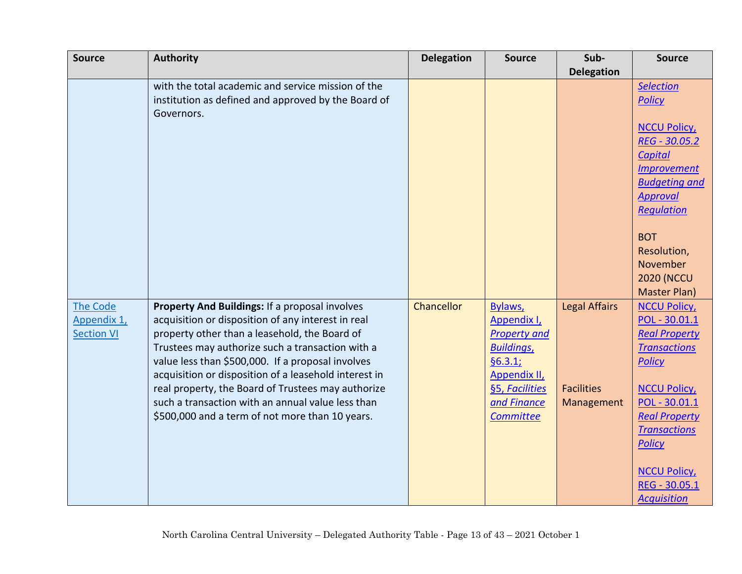| Source | Authority | Delegation | Source | Sub-Delegation | Source |
|---|---|---|---|---|---|
| | with the total academic and service mission of the institution as defined and approved by the Board of Governors. | | | | *Selection Policy*<br><br>NCCU Policy, REG - 30.05.2 *Capital Improvement Budgeting and Approval Regulation*<br><br>BOT Resolution, November 2020 (NCCU Master Plan) |
| The Code Appendix 1, Section VI | **Property And Buildings:** If a proposal involves acquisition or disposition of any interest in real property other than a leasehold, the Board of Trustees may authorize such a transaction with a value less than $500,000. If a proposal involves acquisition or disposition of a leasehold interest in real property, the Board of Trustees may authorize such a transaction with an annual value less than $500,000 and a term of not more than 10 years. | Chancellor | Bylaws, Appendix I, *Property and Buildings*, §6.3.1; Appendix II, §5, *Facilities and Finance Committee* | Legal Affairs<br><br>Facilities Management | NCCU Policy, POL - 30.01.1 *Real Property Transactions Policy*<br><br>NCCU Policy, POL - 30.01.1 *Real Property Transactions Policy*<br><br>NCCU Policy, REG - 30.05.1 *Acquisition* |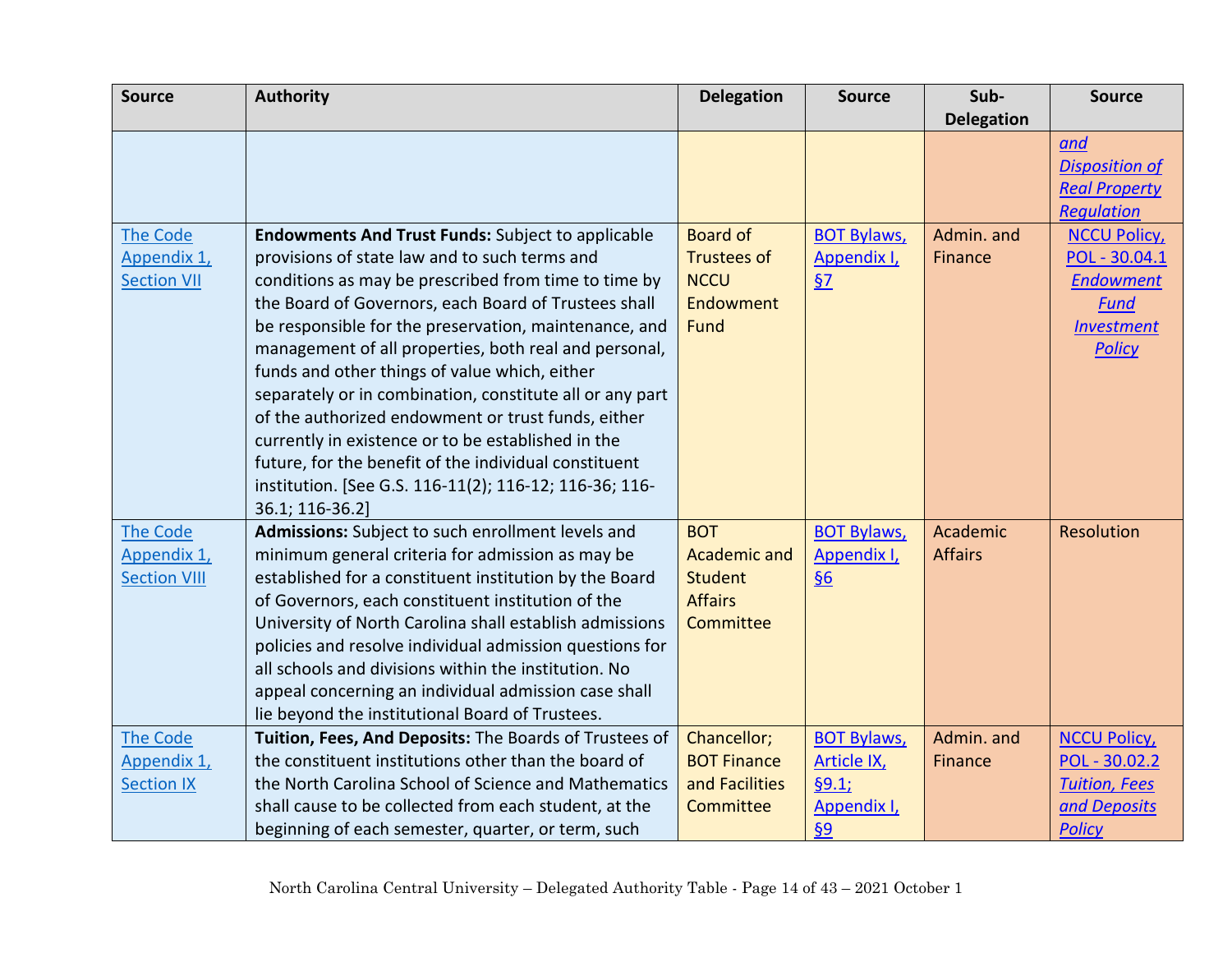| Source | Authority | Delegation | Source | Sub-Delegation | Source |
|---|---|---|---|---|---|
| | | | | | *and Disposition of Real Property Regulation* |
| The Code Appendix 1, Section VII | **Endowments And Trust Funds:** Subject to applicable provisions of state law and to such terms and conditions as may be prescribed from time to time by the Board of Governors, each Board of Trustees shall be responsible for the preservation, maintenance, and management of all properties, both real and personal, funds and other things of value which, either separately or in combination, constitute all or any part of the authorized endowment or trust funds, either currently in existence or to be established in the future, for the benefit of the individual constituent institution. [See G.S. 116-11(2); 116-12; 116-36; 116-36.1; 116-36.2] | Board of Trustees of NCCU Endowment Fund | BOT Bylaws, Appendix I, §7 | Admin. and Finance | NCCU Policy, POL - 30.04.1 *Endowment Fund Investment Policy* |
| The Code Appendix 1, Section VIII | **Admissions:** Subject to such enrollment levels and minimum general criteria for admission as may be established for a constituent institution by the Board of Governors, each constituent institution of the University of North Carolina shall establish admissions policies and resolve individual admission questions for all schools and divisions within the institution. No appeal concerning an individual admission case shall lie beyond the institutional Board of Trustees. | BOT Academic and Student Affairs Committee | BOT Bylaws, Appendix I, §6 | Academic Affairs | Resolution |
| The Code Appendix 1, Section IX | **Tuition, Fees, And Deposits:** The Boards of Trustees of the constituent institutions other than the board of the North Carolina School of Science and Mathematics shall cause to be collected from each student, at the beginning of each semester, quarter, or term, such | Chancellor; BOT Finance and Facilities Committee | BOT Bylaws, Article IX, §9.1; Appendix I, §9 | Admin. and Finance | NCCU Policy, POL - 30.02.2 *Tuition, Fees and Deposits Policy* |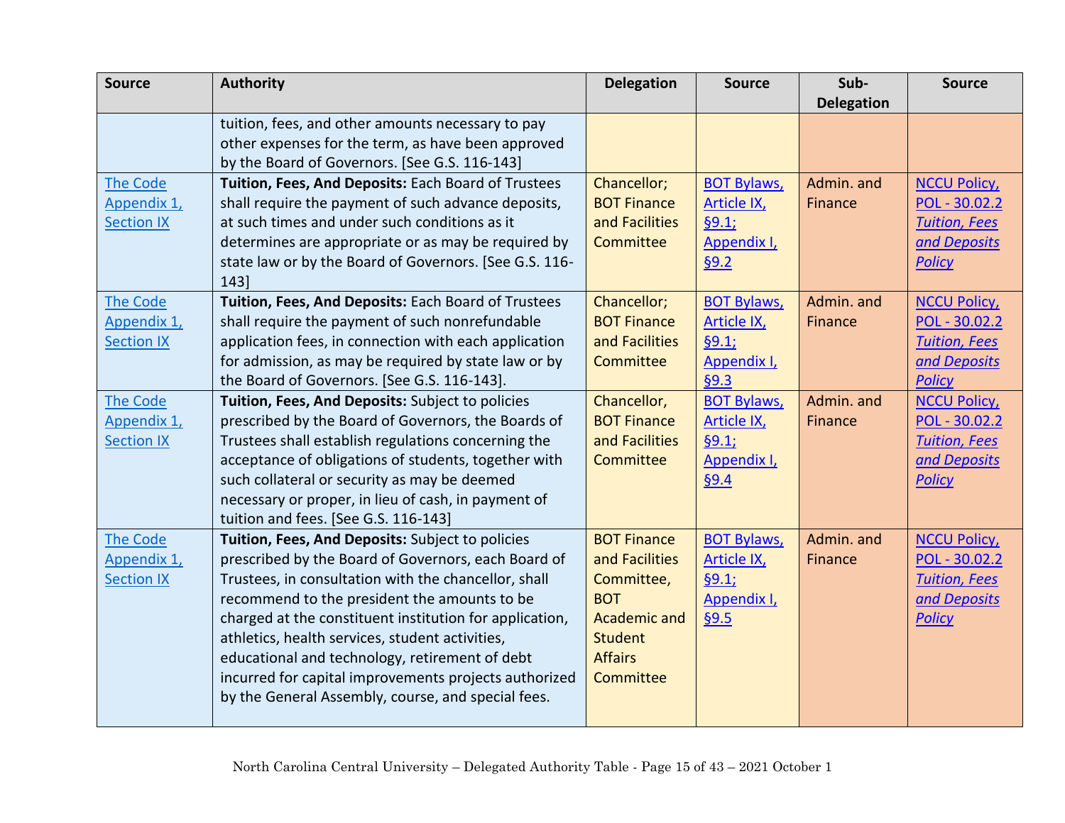| Source | Authority | Delegation | Source | Sub-Delegation | Source |
|---|---|---|---|---|---|
| | tuition, fees, and other amounts necessary to pay other expenses for the term, as have been approved by the Board of Governors. [See G.S. 116-143] | | | | |
| The Code Appendix 1, Section IX | **Tuition, Fees, And Deposits:** Each Board of Trustees shall require the payment of such advance deposits, at such times and under such conditions as it determines are appropriate or as may be required by state law or by the Board of Governors. [See G.S. 116-143] | Chancellor; BOT Finance and Facilities Committee | BOT Bylaws, Article IX, §9.1; Appendix I, §9.2 | Admin. and Finance | NCCU Policy, POL - 30.02.2 *Tuition, Fees and Deposits Policy* |
| The Code Appendix 1, Section IX | **Tuition, Fees, And Deposits:** Each Board of Trustees shall require the payment of such nonrefundable application fees, in connection with each application for admission, as may be required by state law or by the Board of Governors. [See G.S. 116-143]. | Chancellor; BOT Finance and Facilities Committee | BOT Bylaws, Article IX, §9.1; Appendix I, §9.3 | Admin. and Finance | NCCU Policy, POL - 30.02.2 *Tuition, Fees and Deposits Policy* |
| The Code Appendix 1, Section IX | **Tuition, Fees, And Deposits:** Subject to policies prescribed by the Board of Governors, the Boards of Trustees shall establish regulations concerning the acceptance of obligations of students, together with such collateral or security as may be deemed necessary or proper, in lieu of cash, in payment of tuition and fees. [See G.S. 116-143] | Chancellor, BOT Finance and Facilities Committee | BOT Bylaws, Article IX, §9.1; Appendix I, §9.4 | Admin. and Finance | NCCU Policy, POL - 30.02.2 *Tuition, Fees and Deposits Policy* |
| The Code Appendix 1, Section IX | **Tuition, Fees, And Deposits:** Subject to policies prescribed by the Board of Governors, each Board of Trustees, in consultation with the chancellor, shall recommend to the president the amounts to be charged at the constituent institution for application, athletics, health services, student activities, educational and technology, retirement of debt incurred for capital improvements projects authorized by the General Assembly, course, and special fees. | BOT Finance and Facilities Committee, BOT Academic and Student Affairs Committee | BOT Bylaws, Article IX, §9.1; Appendix I, §9.5 | Admin. and Finance | NCCU Policy, POL - 30.02.2 *Tuition, Fees and Deposits Policy* |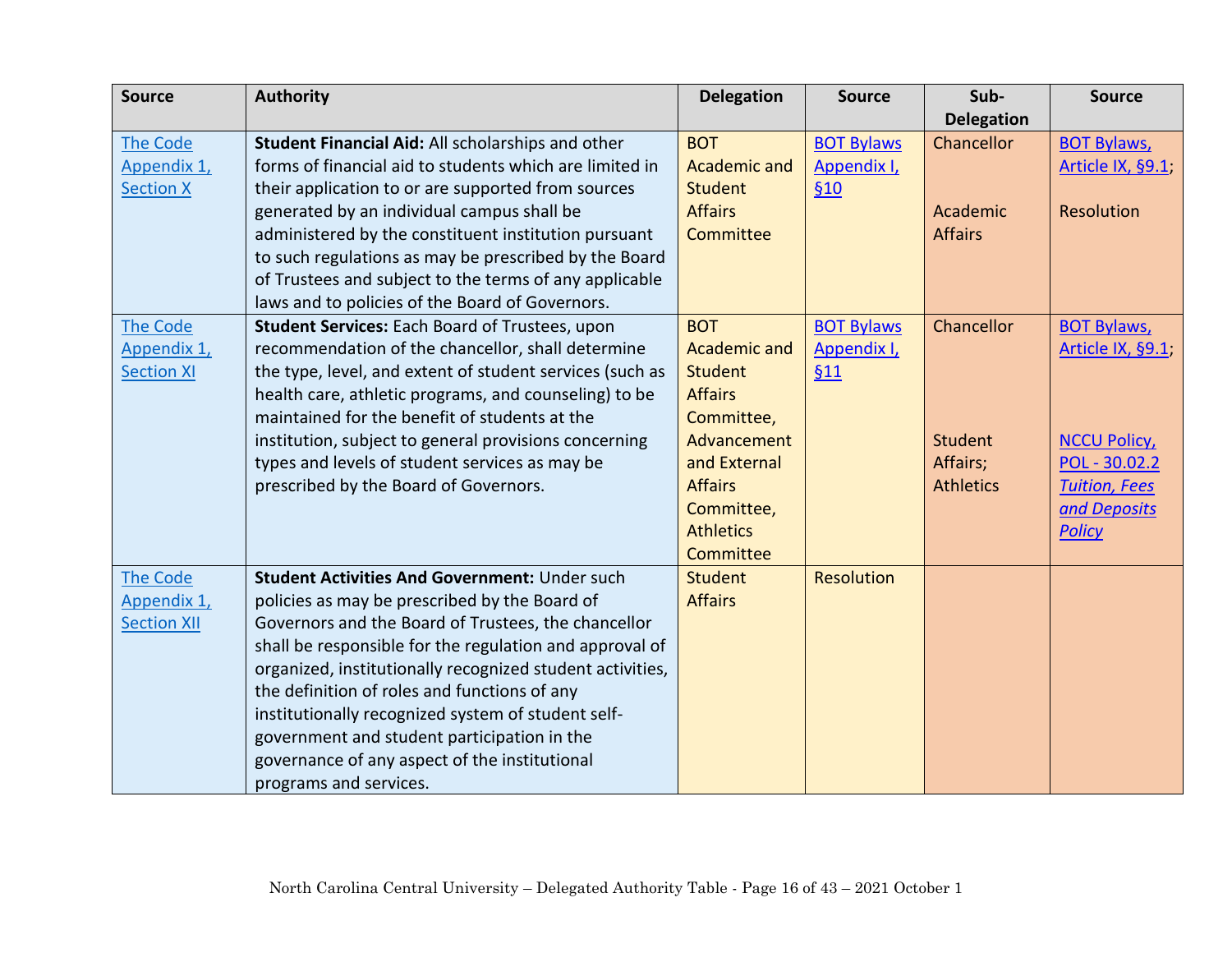| Source | Authority | Delegation | Source | Sub-Delegation | Source |
|---|---|---|---|---|---|
| The Code Appendix 1, Section X | **Student Financial Aid:** All scholarships and other forms of financial aid to students which are limited in their application to or are supported from sources generated by an individual campus shall be administered by the constituent institution pursuant to such regulations as may be prescribed by the Board of Trustees and subject to the terms of any applicable laws and to policies of the Board of Governors. | BOT Academic and Student Affairs Committee | BOT Bylaws Appendix I, §10 | Chancellor<br><br>Academic Affairs | BOT Bylaws, Article IX, §9.1;<br><br>Resolution |
| The Code Appendix 1, Section XI | **Student Services:** Each Board of Trustees, upon recommendation of the chancellor, shall determine the type, level, and extent of student services (such as health care, athletic programs, and counseling) to be maintained for the benefit of students at the institution, subject to general provisions concerning types and levels of student services as may be prescribed by the Board of Governors. | BOT Academic and Student Affairs Committee, Advancement and External Affairs Committee, Athletics Committee | BOT Bylaws Appendix I, §11 | Chancellor<br><br>Student Affairs; Athletics | BOT Bylaws, Article IX, §9.1;<br><br>NCCU Policy, POL - 30.02.2 *Tuition, Fees and Deposits Policy* |
| The Code Appendix 1, Section XII | **Student Activities And Government:** Under such policies as may be prescribed by the Board of Governors and the Board of Trustees, the chancellor shall be responsible for the regulation and approval of organized, institutionally recognized student activities, the definition of roles and functions of any institutionally recognized system of student self-government and student participation in the governance of any aspect of the institutional programs and services. | Student Affairs | Resolution | | |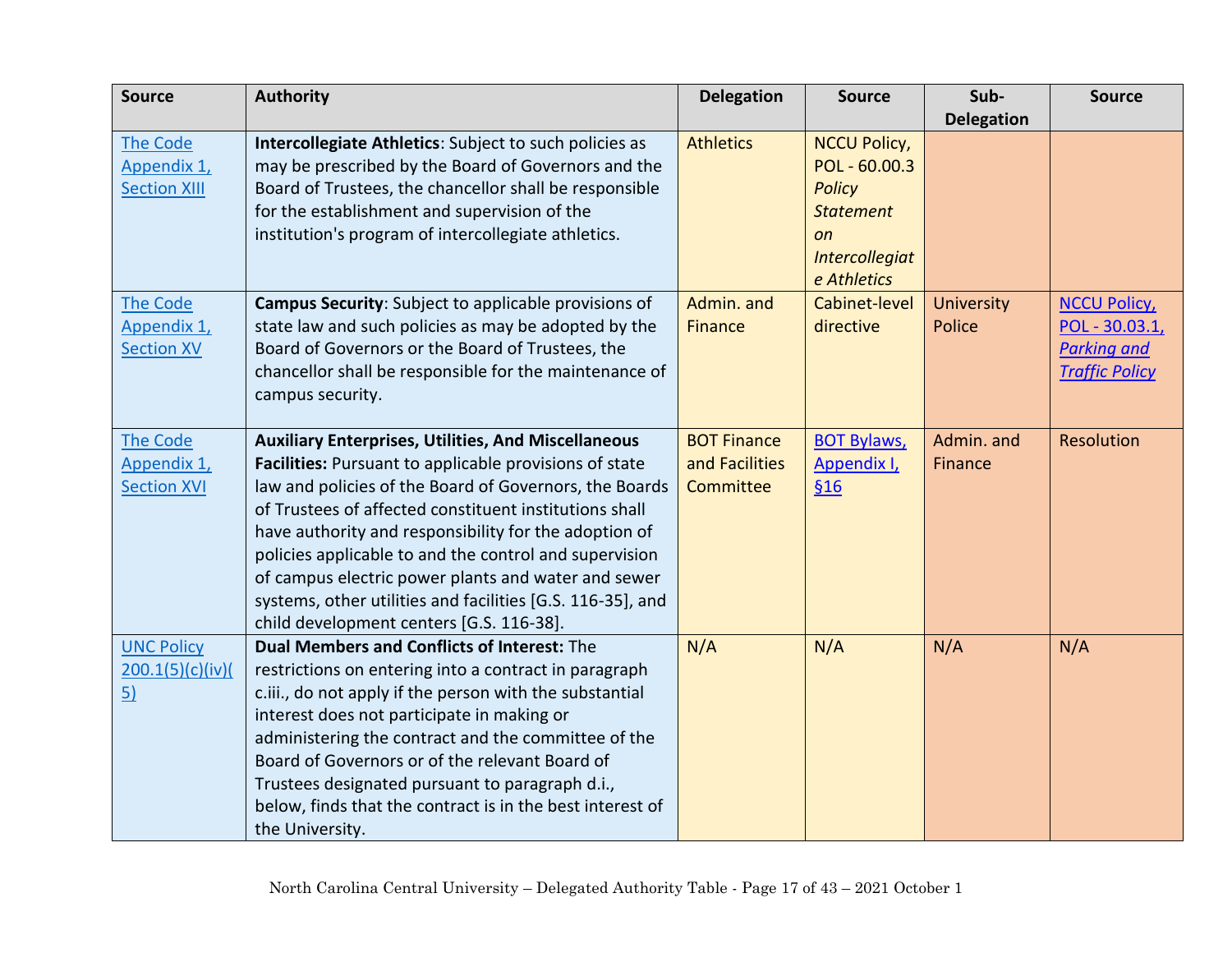| Source | Authority | Delegation | Source | Sub-Delegation | Source |
|---|---|---|---|---|---|
| The Code Appendix 1, Section XIII | **Intercollegiate Athletics**: Subject to such policies as may be prescribed by the Board of Governors and the Board of Trustees, the chancellor shall be responsible for the establishment and supervision of the institution's program of intercollegiate athletics. | Athletics | NCCU Policy, POL - 60.00.3 *Policy Statement on Intercollegiate Athletics* | | |
| The Code Appendix 1, Section XV | **Campus Security**: Subject to applicable provisions of state law and such policies as may be adopted by the Board of Governors or the Board of Trustees, the chancellor shall be responsible for the maintenance of campus security. | Admin. and Finance | Cabinet-level directive | University Police | NCCU Policy, POL - 30.03.1, *Parking and Traffic Policy* |
| The Code Appendix 1, Section XVI | **Auxiliary Enterprises, Utilities, And Miscellaneous Facilities:** Pursuant to applicable provisions of state law and policies of the Board of Governors, the Boards of Trustees of affected constituent institutions shall have authority and responsibility for the adoption of policies applicable to and the control and supervision of campus electric power plants and water and sewer systems, other utilities and facilities [G.S. 116-35], and child development centers [G.S. 116-38]. | BOT Finance and Facilities Committee | BOT Bylaws, Appendix I, §16 | Admin. and Finance | Resolution |
| UNC Policy 200.1(5)(c)(iv)(5) | **Dual Members and Conflicts of Interest:** The restrictions on entering into a contract in paragraph c.iii., do not apply if the person with the substantial interest does not participate in making or administering the contract and the committee of the Board of Governors or of the relevant Board of Trustees designated pursuant to paragraph d.i., below, finds that the contract is in the best interest of the University. | N/A | N/A | N/A | N/A |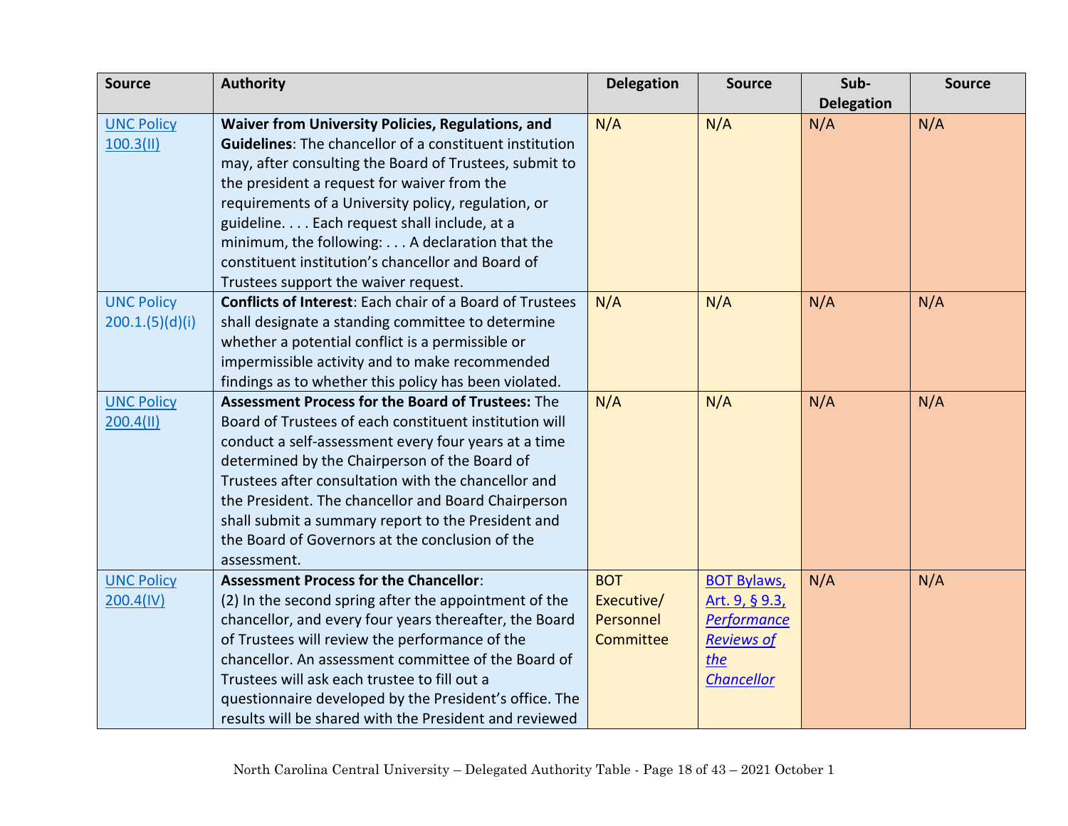| Source | Authority | Delegation | Source | Sub-Delegation | Source |
| --- | --- | --- | --- | --- | --- |
| UNC Policy 100.3(II) | **Waiver from University Policies, Regulations, and Guidelines**: The chancellor of a constituent institution may, after consulting the Board of Trustees, submit to the president a request for waiver from the requirements of a University policy, regulation, or guideline. . . . Each request shall include, at a minimum, the following: . . . A declaration that the constituent institution's chancellor and Board of Trustees support the waiver request. | N/A | N/A | N/A | N/A |
| UNC Policy 200.1.(5)(d)(i) | **Conflicts of Interest**: Each chair of a Board of Trustees shall designate a standing committee to determine whether a potential conflict is a permissible or impermissible activity and to make recommended findings as to whether this policy has been violated. | N/A | N/A | N/A | N/A |
| UNC Policy 200.4(II) | **Assessment Process for the Board of Trustees:** The Board of Trustees of each constituent institution will conduct a self-assessment every four years at a time determined by the Chairperson of the Board of Trustees after consultation with the chancellor and the President. The chancellor and Board Chairperson shall submit a summary report to the President and the Board of Governors at the conclusion of the assessment. | N/A | N/A | N/A | N/A |
| UNC Policy 200.4(IV) | **Assessment Process for the Chancellor**: (2) In the second spring after the appointment of the chancellor, and every four years thereafter, the Board of Trustees will review the performance of the chancellor. An assessment committee of the Board of Trustees will ask each trustee to fill out a questionnaire developed by the President's office. The results will be shared with the President and reviewed | BOT Executive/ Personnel Committee | BOT Bylaws, Art. 9, § 9.3, *Performance Reviews of the Chancellor* | N/A | N/A |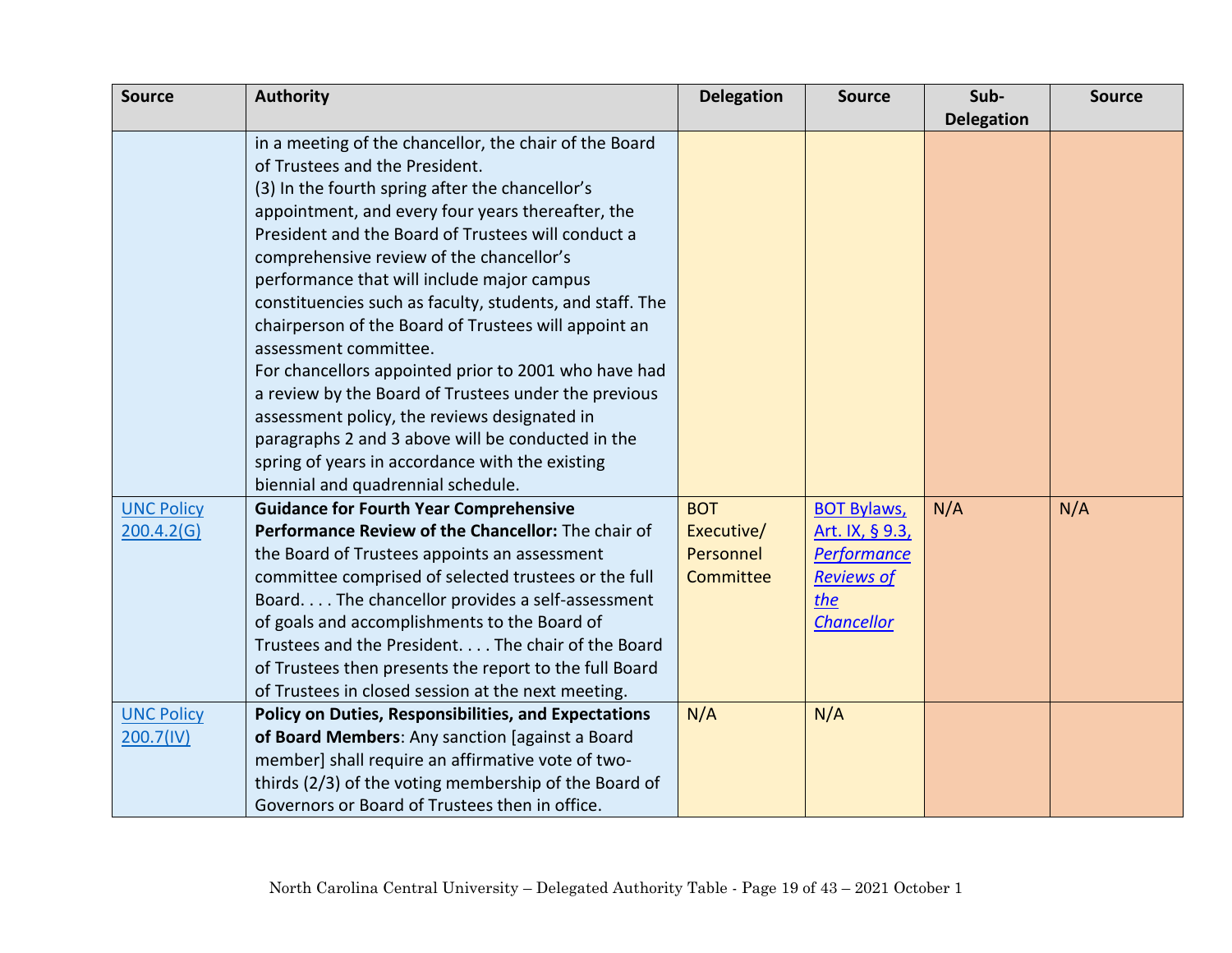| Source | Authority | Delegation | Source | Sub-Delegation | Source |
|---|---|---|---|---|---|
| | in a meeting of the chancellor, the chair of the Board of Trustees and the President.<br>(3) In the fourth spring after the chancellor's appointment, and every four years thereafter, the President and the Board of Trustees will conduct a comprehensive review of the chancellor's performance that will include major campus constituencies such as faculty, students, and staff. The chairperson of the Board of Trustees will appoint an assessment committee.<br>For chancellors appointed prior to 2001 who have had a review by the Board of Trustees under the previous assessment policy, the reviews designated in paragraphs 2 and 3 above will be conducted in the spring of years in accordance with the existing biennial and quadrennial schedule. | | | | |
| UNC Policy 200.4.2(G) | **Guidance for Fourth Year Comprehensive Performance Review of the Chancellor:** The chair of the Board of Trustees appoints an assessment committee comprised of selected trustees or the full Board. . . . The chancellor provides a self-assessment of goals and accomplishments to the Board of Trustees and the President. . . . The chair of the Board of Trustees then presents the report to the full Board of Trustees in closed session at the next meeting. | BOT Executive/ Personnel Committee | BOT Bylaws, Art. IX, § 9.3, *Performance Reviews of the Chancellor* | N/A | N/A |
| UNC Policy 200.7(IV) | **Policy on Duties, Responsibilities, and Expectations of Board Members**: Any sanction [against a Board member] shall require an affirmative vote of two-thirds (2/3) of the voting membership of the Board of Governors or Board of Trustees then in office. | N/A | N/A | | |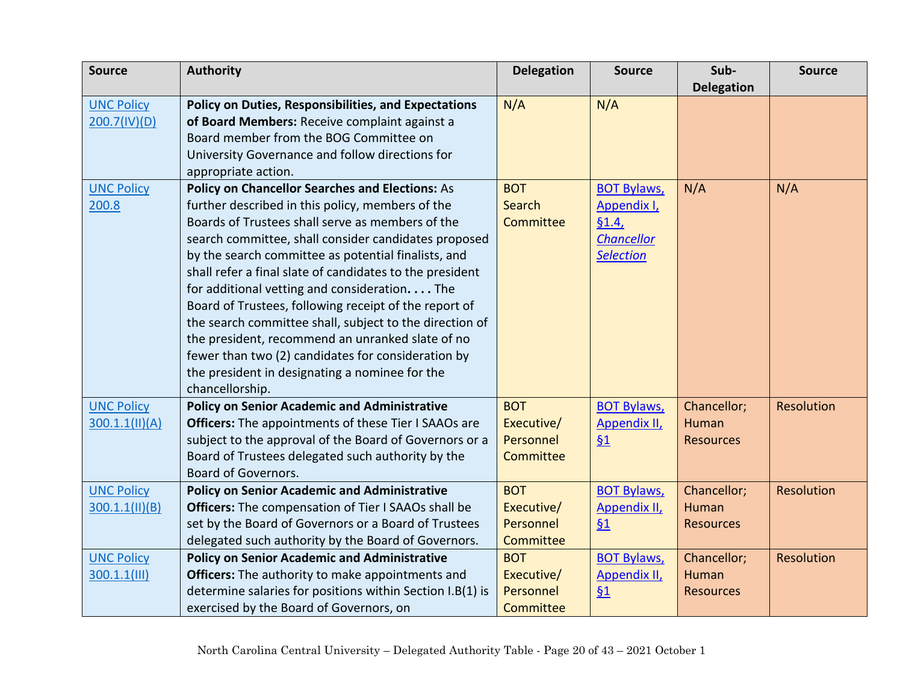| Source | Authority | Delegation | Source | Sub-Delegation | Source |
|---|---|---|---|---|---|
| UNC Policy 200.7(IV)(D) | **Policy on Duties, Responsibilities, and Expectations of Board Members:** Receive complaint against a Board member from the BOG Committee on University Governance and follow directions for appropriate action. | N/A | N/A | | |
| UNC Policy 200.8 | **Policy on Chancellor Searches and Elections:** As further described in this policy, members of the Boards of Trustees shall serve as members of the search committee, shall consider candidates proposed by the search committee as potential finalists, and shall refer a final slate of candidates to the president for additional vetting and consideration**. . . .** The Board of Trustees, following receipt of the report of the search committee shall, subject to the direction of the president, recommend an unranked slate of no fewer than two (2) candidates for consideration by the president in designating a nominee for the chancellorship. | BOT Search Committee | BOT Bylaws, Appendix I, §1.4, *Chancellor Selection* | N/A | N/A |
| UNC Policy 300.1.1(II)(A) | **Policy on Senior Academic and Administrative Officers:** The appointments of these Tier I SAAOs are subject to the approval of the Board of Governors or a Board of Trustees delegated such authority by the Board of Governors. | BOT Executive/ Personnel Committee | BOT Bylaws, Appendix II, §1 | Chancellor; Human Resources | Resolution |
| UNC Policy 300.1.1(II)(B) | **Policy on Senior Academic and Administrative Officers:** The compensation of Tier I SAAOs shall be set by the Board of Governors or a Board of Trustees delegated such authority by the Board of Governors. | BOT Executive/ Personnel Committee | BOT Bylaws, Appendix II, §1 | Chancellor; Human Resources | Resolution |
| UNC Policy 300.1.1(III) | **Policy on Senior Academic and Administrative Officers:** The authority to make appointments and determine salaries for positions within Section I.B(1) is exercised by the Board of Governors, on | BOT Executive/ Personnel Committee | BOT Bylaws, Appendix II, §1 | Chancellor; Human Resources | Resolution |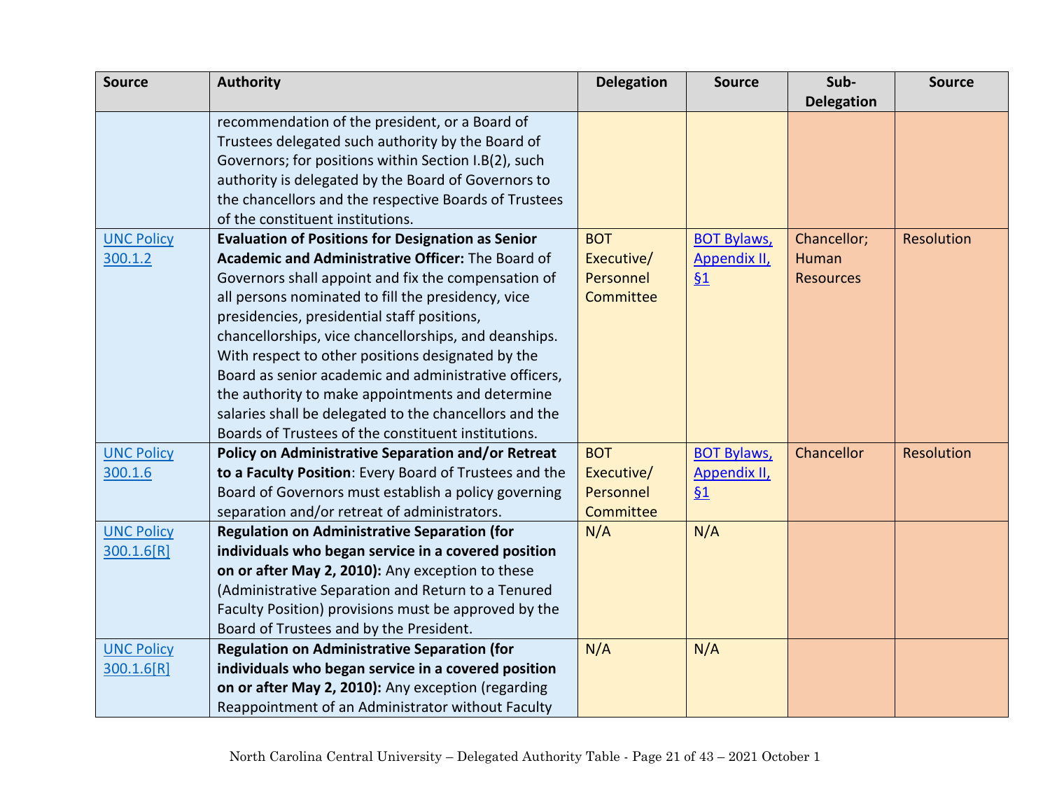| Source | Authority | Delegation | Source | Sub-Delegation | Source |
|---|---|---|---|---|---|
| | recommendation of the president, or a Board of Trustees delegated such authority by the Board of Governors; for positions within Section I.B(2), such authority is delegated by the Board of Governors to the chancellors and the respective Boards of Trustees of the constituent institutions. | | | | |
| UNC Policy 300.1.2 | **Evaluation of Positions for Designation as Senior Academic and Administrative Officer:** The Board of Governors shall appoint and fix the compensation of all persons nominated to fill the presidency, vice presidencies, presidential staff positions, chancellorships, vice chancellorships, and deanships. With respect to other positions designated by the Board as senior academic and administrative officers, the authority to make appointments and determine salaries shall be delegated to the chancellors and the Boards of Trustees of the constituent institutions. | BOT Executive/ Personnel Committee | BOT Bylaws, Appendix II, §1 | Chancellor; Human Resources | Resolution |
| UNC Policy 300.1.6 | **Policy on Administrative Separation and/or Retreat to a Faculty Position**: Every Board of Trustees and the Board of Governors must establish a policy governing separation and/or retreat of administrators. | BOT Executive/ Personnel Committee | BOT Bylaws, Appendix II, §1 | Chancellor | Resolution |
| UNC Policy 300.1.6[R] | **Regulation on Administrative Separation (for individuals who began service in a covered position on or after May 2, 2010):** Any exception to these (Administrative Separation and Return to a Tenured Faculty Position) provisions must be approved by the Board of Trustees and by the President. | N/A | N/A | | |
| UNC Policy 300.1.6[R] | **Regulation on Administrative Separation (for individuals who began service in a covered position on or after May 2, 2010):** Any exception (regarding Reappointment of an Administrator without Faculty | N/A | N/A | | |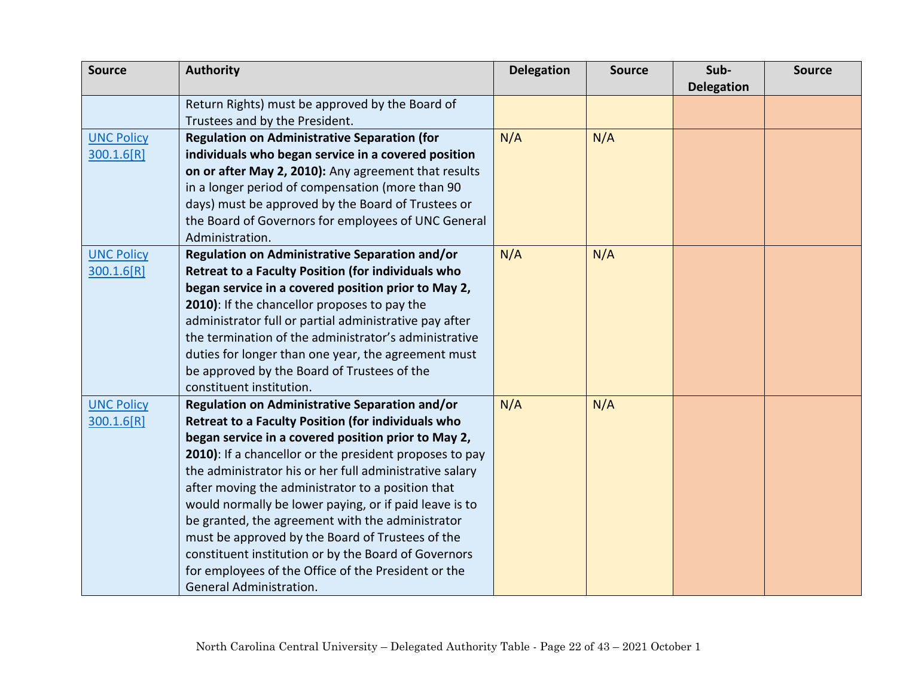| Source | Authority | Delegation | Source | Sub-Delegation | Source |
|---|---|---|---|---|---|
| | Return Rights) must be approved by the Board of Trustees and by the President. | | | | |
| UNC Policy 300.1.6[R] | **Regulation on Administrative Separation (for individuals who began service in a covered position on or after May 2, 2010):** Any agreement that results in a longer period of compensation (more than 90 days) must be approved by the Board of Trustees or the Board of Governors for employees of UNC General Administration. | N/A | N/A | | |
| UNC Policy 300.1.6[R] | **Regulation on Administrative Separation and/or Retreat to a Faculty Position (for individuals who began service in a covered position prior to May 2, 2010)**: If the chancellor proposes to pay the administrator full or partial administrative pay after the termination of the administrator's administrative duties for longer than one year, the agreement must be approved by the Board of Trustees of the constituent institution. | N/A | N/A | | |
| UNC Policy 300.1.6[R] | **Regulation on Administrative Separation and/or Retreat to a Faculty Position (for individuals who began service in a covered position prior to May 2, 2010)**: If a chancellor or the president proposes to pay the administrator his or her full administrative salary after moving the administrator to a position that would normally be lower paying, or if paid leave is to be granted, the agreement with the administrator must be approved by the Board of Trustees of the constituent institution or by the Board of Governors for employees of the Office of the President or the General Administration. | N/A | N/A | | |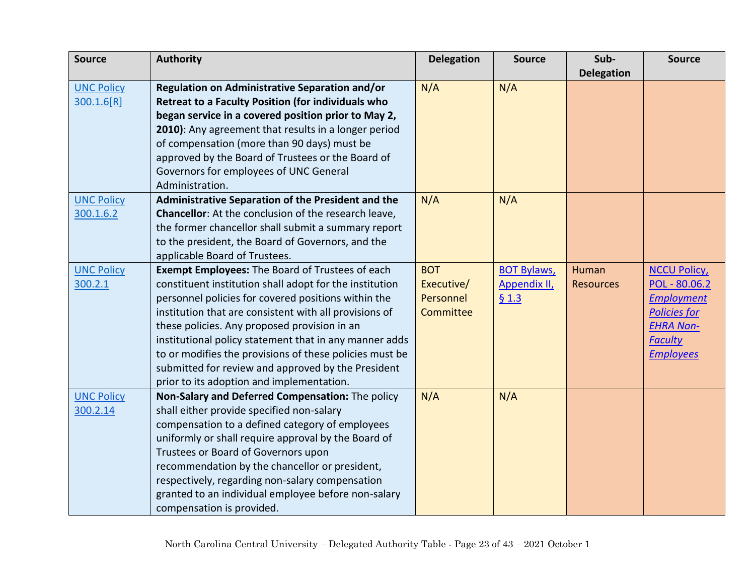| Source | Authority | Delegation | Source | Sub-Delegation | Source |
|---|---|---|---|---|---|
| UNC Policy 300.1.6[R] | **Regulation on Administrative Separation and/or Retreat to a Faculty Position (for individuals who began service in a covered position prior to May 2, 2010)**: Any agreement that results in a longer period of compensation (more than 90 days) must be approved by the Board of Trustees or the Board of Governors for employees of UNC General Administration. | N/A | N/A | | |
| UNC Policy 300.1.6.2 | **Administrative Separation of the President and the Chancellor**: At the conclusion of the research leave, the former chancellor shall submit a summary report to the president, the Board of Governors, and the applicable Board of Trustees. | N/A | N/A | | |
| UNC Policy 300.2.1 | **Exempt Employees:** The Board of Trustees of each constituent institution shall adopt for the institution personnel policies for covered positions within the institution that are consistent with all provisions of these policies. Any proposed provision in an institutional policy statement that in any manner adds to or modifies the provisions of these policies must be submitted for review and approved by the President prior to its adoption and implementation. | BOT Executive/ Personnel Committee | BOT Bylaws, Appendix II, § 1.3 | Human Resources | NCCU Policy, POL - 80.06.2 *Employment Policies for EHRA Non-Faculty Employees* |
| UNC Policy 300.2.14 | **Non-Salary and Deferred Compensation:** The policy shall either provide specified non-salary compensation to a defined category of employees uniformly or shall require approval by the Board of Trustees or Board of Governors upon recommendation by the chancellor or president, respectively, regarding non-salary compensation granted to an individual employee before non-salary compensation is provided. | N/A | N/A | | |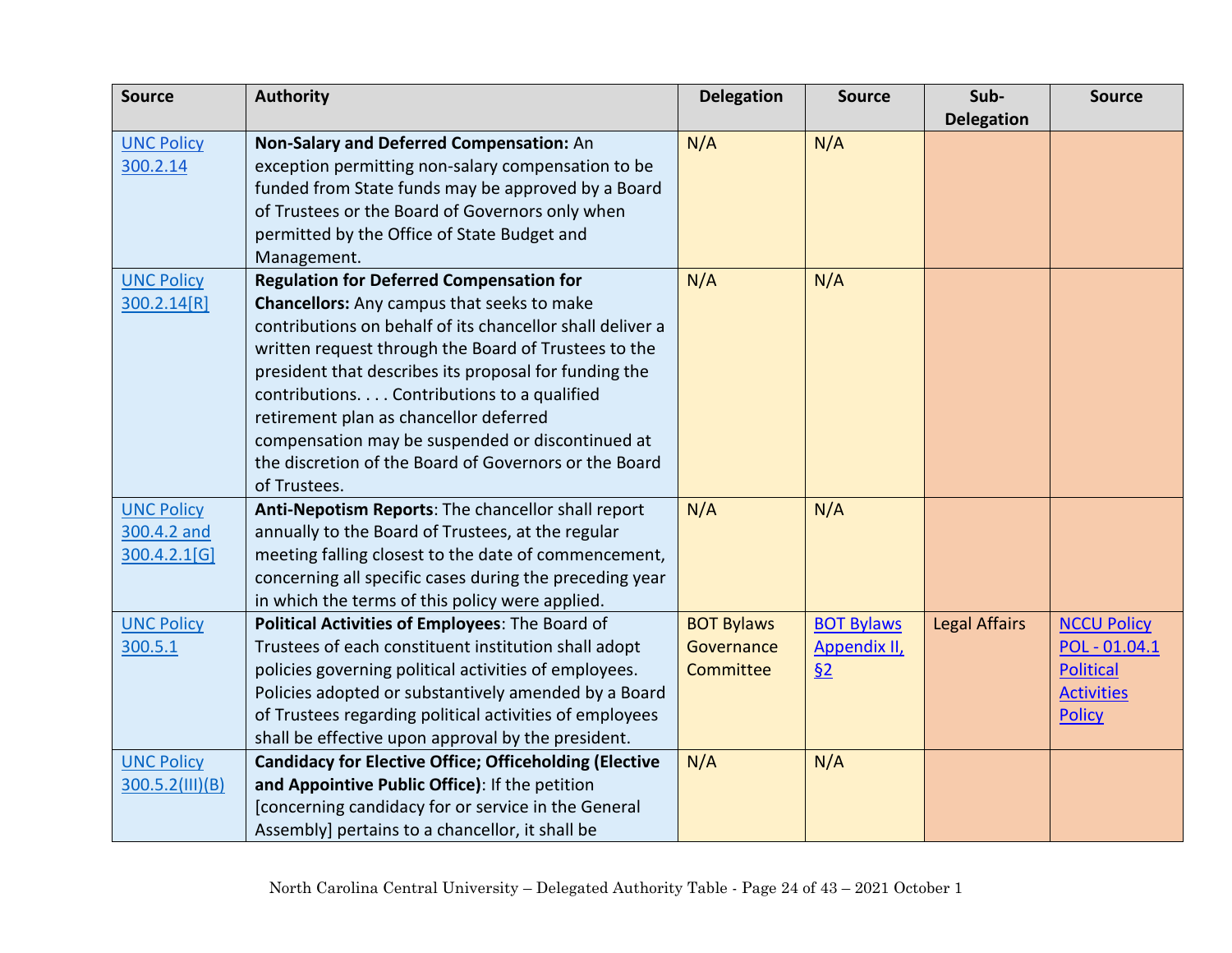| Source | Authority | Delegation | Source | Sub-Delegation | Source |
| --- | --- | --- | --- | --- | --- |
| UNC Policy 300.2.14 | **Non-Salary and Deferred Compensation:** An exception permitting non-salary compensation to be funded from State funds may be approved by a Board of Trustees or the Board of Governors only when permitted by the Office of State Budget and Management. | N/A | N/A | | |
| UNC Policy 300.2.14[R] | **Regulation for Deferred Compensation for Chancellors:** Any campus that seeks to make contributions on behalf of its chancellor shall deliver a written request through the Board of Trustees to the president that describes its proposal for funding the contributions. . . . Contributions to a qualified retirement plan as chancellor deferred compensation may be suspended or discontinued at the discretion of the Board of Governors or the Board of Trustees. | N/A | N/A | | |
| UNC Policy 300.4.2 and 300.4.2.1[G] | **Anti-Nepotism Reports**: The chancellor shall report annually to the Board of Trustees, at the regular meeting falling closest to the date of commencement, concerning all specific cases during the preceding year in which the terms of this policy were applied. | N/A | N/A | | |
| UNC Policy 300.5.1 | **Political Activities of Employees**: The Board of Trustees of each constituent institution shall adopt policies governing political activities of employees. Policies adopted or substantively amended by a Board of Trustees regarding political activities of employees shall be effective upon approval by the president. | BOT Bylaws Governance Committee | BOT Bylaws Appendix II, §2 | Legal Affairs | NCCU Policy POL - 01.04.1 Political Activities Policy |
| UNC Policy 300.5.2(III)(B) | **Candidacy for Elective Office; Officeholding (Elective and Appointive Public Office)**: If the petition [concerning candidacy for or service in the General Assembly] pertains to a chancellor, it shall be | N/A | N/A | | |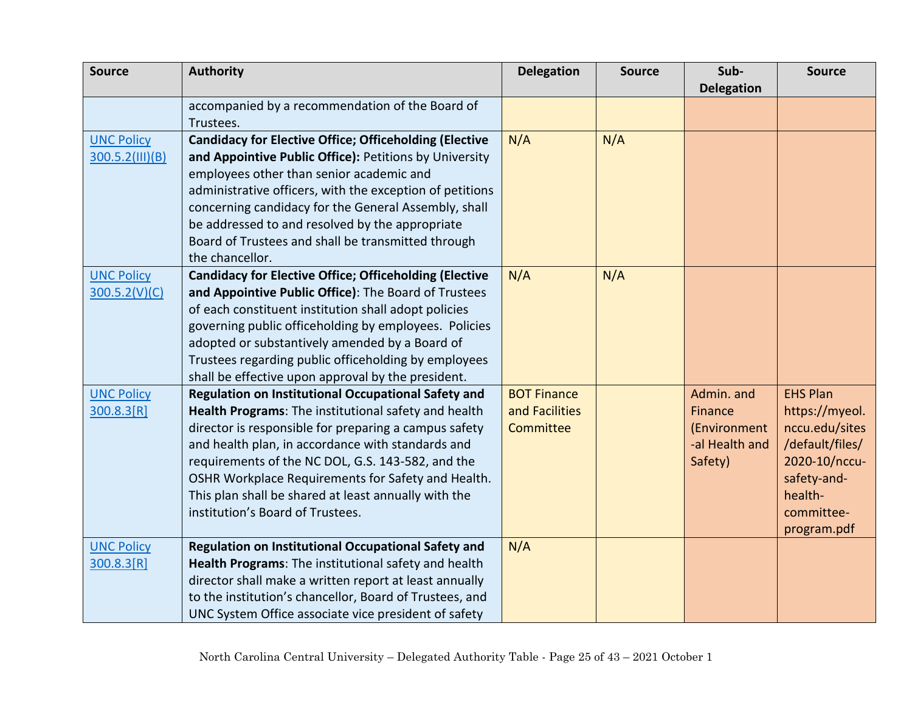| Source | Authority | Delegation | Source | Sub-Delegation | Source |
|---|---|---|---|---|---|
| | accompanied by a recommendation of the Board of Trustees. | | | | |
| [UNC Policy 300.5.2(III)(B)]() | **Candidacy for Elective Office; Officeholding (Elective and Appointive Public Office):** Petitions by University employees other than senior academic and administrative officers, with the exception of petitions concerning candidacy for the General Assembly, shall be addressed to and resolved by the appropriate Board of Trustees and shall be transmitted through the chancellor. | N/A | N/A | | |
| [UNC Policy 300.5.2(V)(C)]() | **Candidacy for Elective Office; Officeholding (Elective and Appointive Public Office)**: The Board of Trustees of each constituent institution shall adopt policies governing public officeholding by employees. Policies adopted or substantively amended by a Board of Trustees regarding public officeholding by employees shall be effective upon approval by the president. | N/A | N/A | | |
| [UNC Policy 300.8.3[R]]() | **Regulation on Institutional Occupational Safety and Health Programs**: The institutional safety and health director is responsible for preparing a campus safety and health plan, in accordance with standards and requirements of the NC DOL, G.S. 143-582, and the OSHR Workplace Requirements for Safety and Health. This plan shall be shared at least annually with the institution's Board of Trustees. | BOT Finance and Facilities Committee | | Admin. and Finance (Environmental Health and Safety) | EHS Plan https://myeol.nccu.edu/sites/default/files/2020-10/nccu-safety-and-health-committee-program.pdf |
| [UNC Policy 300.8.3[R]]() | **Regulation on Institutional Occupational Safety and Health Programs**: The institutional safety and health director shall make a written report at least annually to the institution's chancellor, Board of Trustees, and UNC System Office associate vice president of safety | N/A | | | |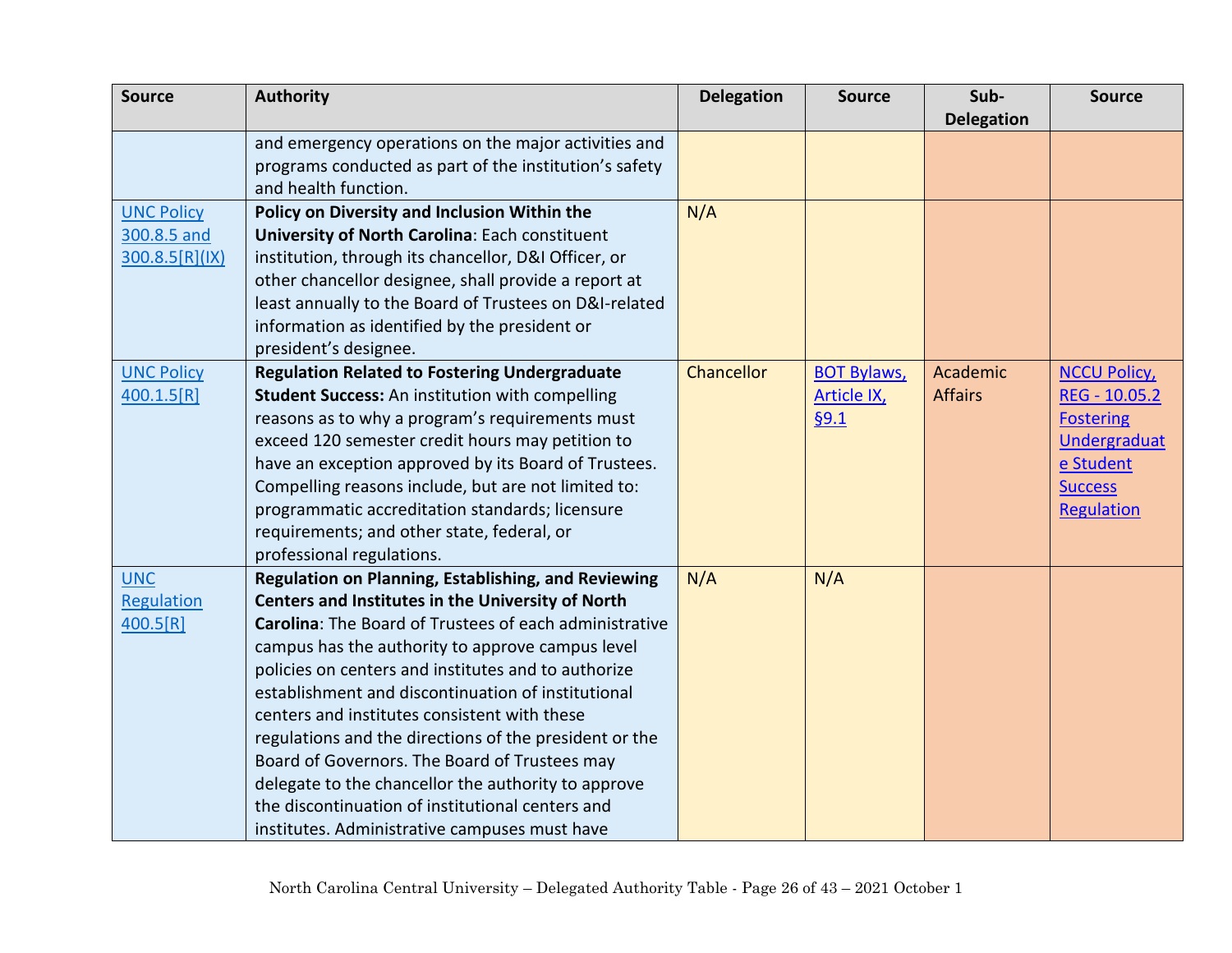| Source | Authority | Delegation | Source | Sub-Delegation | Source |
|---|---|---|---|---|---|
| | and emergency operations on the major activities and programs conducted as part of the institution's safety and health function. | | | | |
| UNC Policy 300.8.5 and 300.8.5[R](IX) | **Policy on Diversity and Inclusion Within the University of North Carolina**: Each constituent institution, through its chancellor, D&I Officer, or other chancellor designee, shall provide a report at least annually to the Board of Trustees on D&I-related information as identified by the president or president's designee. | N/A | | | |
| UNC Policy 400.1.5[R] | **Regulation Related to Fostering Undergraduate Student Success:** An institution with compelling reasons as to why a program's requirements must exceed 120 semester credit hours may petition to have an exception approved by its Board of Trustees. Compelling reasons include, but are not limited to: programmatic accreditation standards; licensure requirements; and other state, federal, or professional regulations. | Chancellor | BOT Bylaws, Article IX, §9.1 | Academic Affairs | NCCU Policy, REG - 10.05.2 Fostering Undergraduate Student Success Regulation |
| UNC Regulation 400.5[R] | **Regulation on Planning, Establishing, and Reviewing Centers and Institutes in the University of North Carolina**: The Board of Trustees of each administrative campus has the authority to approve campus level policies on centers and institutes and to authorize establishment and discontinuation of institutional centers and institutes consistent with these regulations and the directions of the president or the Board of Governors. The Board of Trustees may delegate to the chancellor the authority to approve the discontinuation of institutional centers and institutes. Administrative campuses must have | N/A | N/A | | |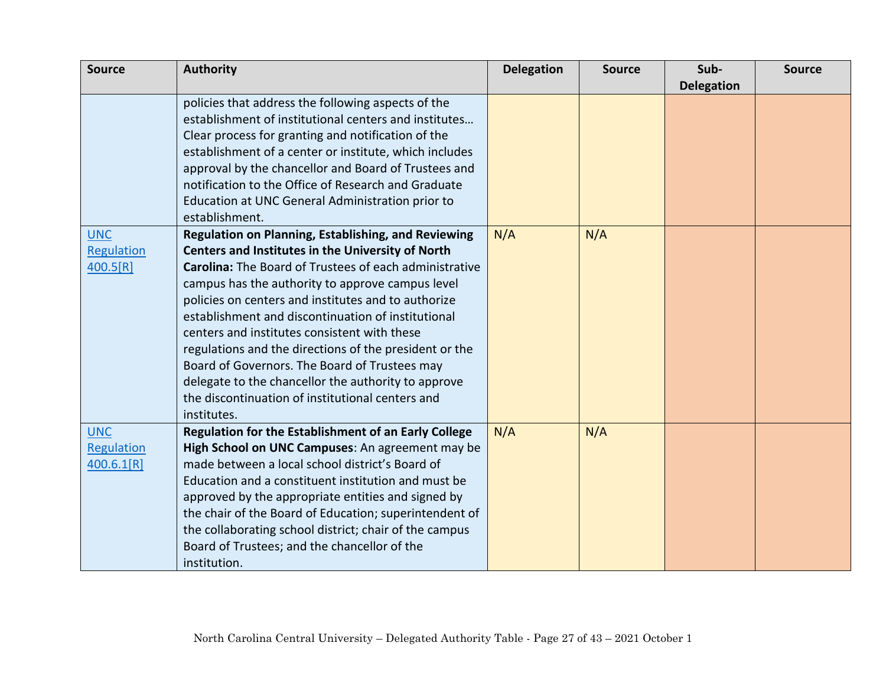| Source | Authority | Delegation | Source | Sub-Delegation | Source |
|---|---|---|---|---|---|
| | policies that address the following aspects of the establishment of institutional centers and institutes… Clear process for granting and notification of the establishment of a center or institute, which includes approval by the chancellor and Board of Trustees and notification to the Office of Research and Graduate Education at UNC General Administration prior to establishment. | | | | |
| UNC Regulation 400.5[R] | **Regulation on Planning, Establishing, and Reviewing Centers and Institutes in the University of North Carolina:** The Board of Trustees of each administrative campus has the authority to approve campus level policies on centers and institutes and to authorize establishment and discontinuation of institutional centers and institutes consistent with these regulations and the directions of the president or the Board of Governors. The Board of Trustees may delegate to the chancellor the authority to approve the discontinuation of institutional centers and institutes. | N/A | N/A | | |
| UNC Regulation 400.6.1[R] | **Regulation for the Establishment of an Early College High School on UNC Campuses**: An agreement may be made between a local school district's Board of Education and a constituent institution and must be approved by the appropriate entities and signed by the chair of the Board of Education; superintendent of the collaborating school district; chair of the campus Board of Trustees; and the chancellor of the institution. | N/A | N/A | | |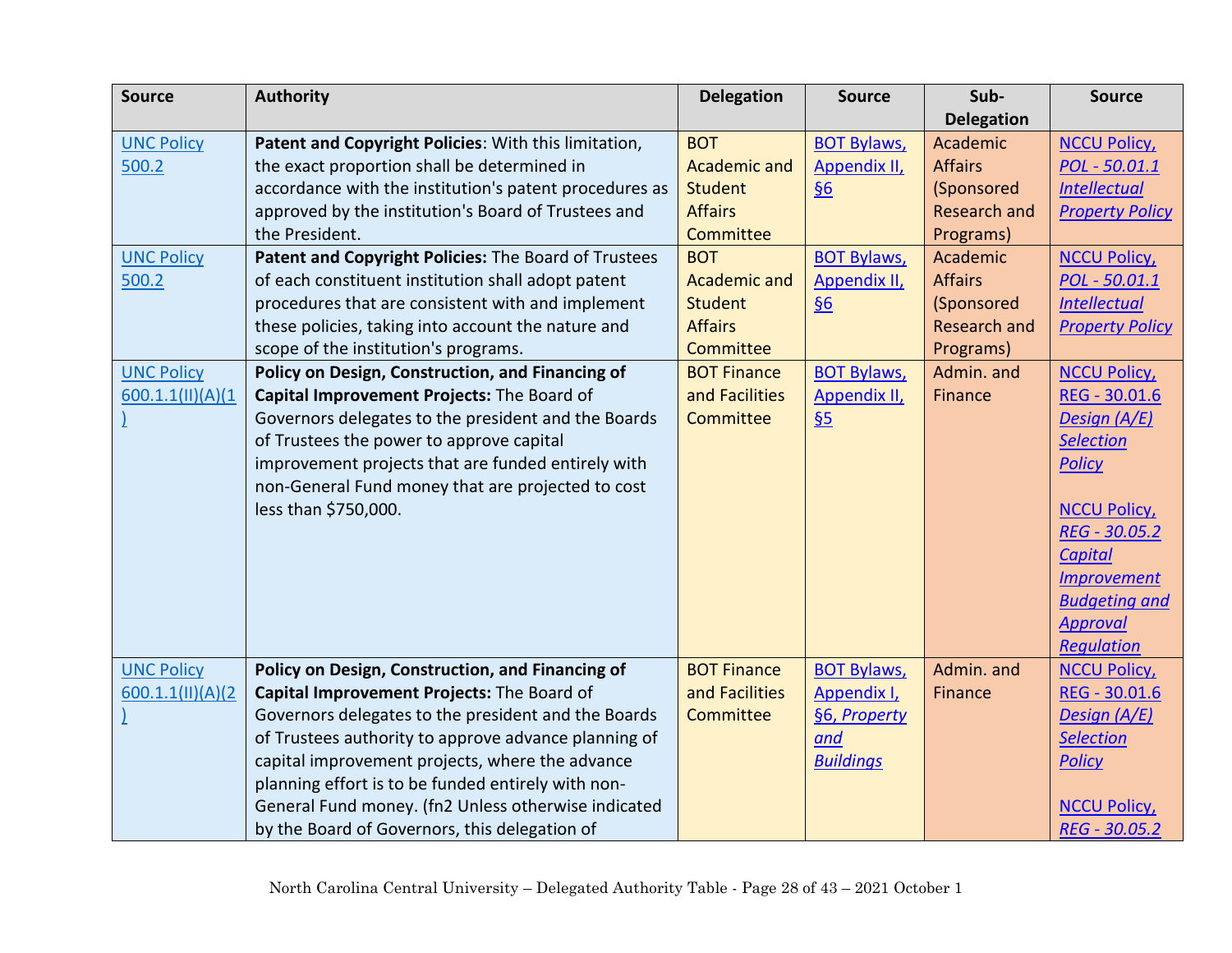| Source | Authority | Delegation | Source | Sub-Delegation | Source |
|---|---|---|---|---|---|
| UNC Policy 500.2 | **Patent and Copyright Policies**: With this limitation, the exact proportion shall be determined in accordance with the institution's patent procedures as approved by the institution's Board of Trustees and the President. | BOT Academic and Student Affairs Committee | BOT Bylaws, Appendix II, §6 | Academic Affairs (Sponsored Research and Programs) | NCCU Policy, *POL - 50.01.1 Intellectual Property Policy* |
| UNC Policy 500.2 | **Patent and Copyright Policies:** The Board of Trustees of each constituent institution shall adopt patent procedures that are consistent with and implement these policies, taking into account the nature and scope of the institution's programs. | BOT Academic and Student Affairs Committee | BOT Bylaws, Appendix II, §6 | Academic Affairs (Sponsored Research and Programs) | NCCU Policy, *POL - 50.01.1 Intellectual Property Policy* |
| UNC Policy 600.1.1(II)(A)(1) | **Policy on Design, Construction, and Financing of Capital Improvement Projects:** The Board of Governors delegates to the president and the Boards of Trustees the power to approve capital improvement projects that are funded entirely with non-General Fund money that are projected to cost less than $750,000. | BOT Finance and Facilities Committee | BOT Bylaws, Appendix II, §5 | Admin. and Finance | NCCU Policy, REG - 30.01.6 *Design (A/E) Selection Policy*<br><br>NCCU Policy, *REG - 30.05.2 Capital Improvement Budgeting and Approval Regulation* |
| UNC Policy 600.1.1(II)(A)(2) | **Policy on Design, Construction, and Financing of Capital Improvement Projects:** The Board of Governors delegates to the president and the Boards of Trustees authority to approve advance planning of capital improvement projects, where the advance planning effort is to be funded entirely with non-General Fund money. (fn2 Unless otherwise indicated by the Board of Governors, this delegation of | BOT Finance and Facilities Committee | BOT Bylaws, Appendix I, §6, *Property and Buildings* | Admin. and Finance | NCCU Policy, REG - 30.01.6 *Design (A/E) Selection Policy*<br><br>NCCU Policy, *REG - 30.05.2* |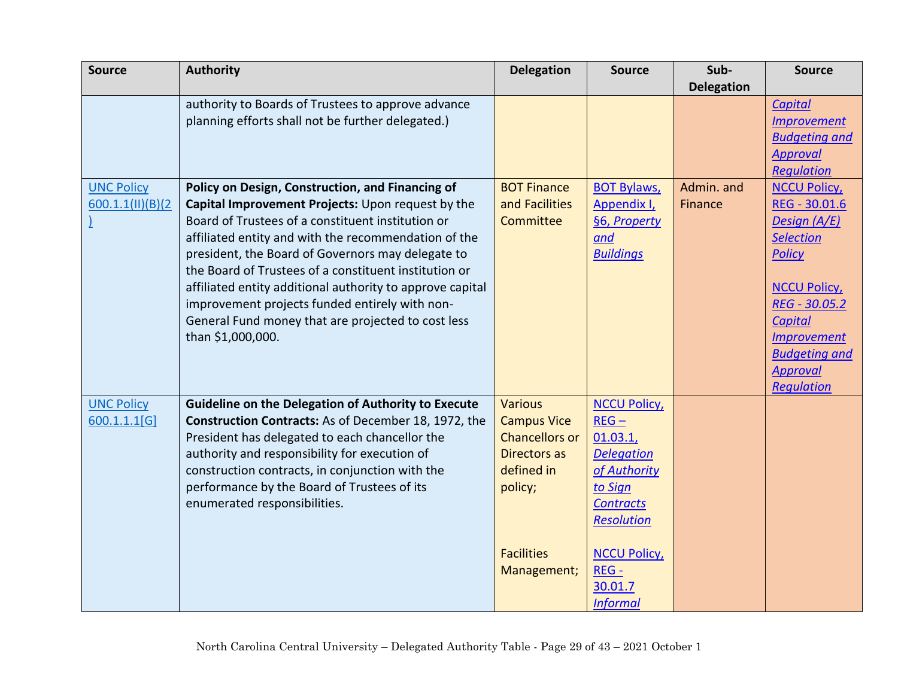| Source | Authority | Delegation | Source | Sub-Delegation | Source |
|---|---|---|---|---|---|
| | authority to Boards of Trustees to approve advance planning efforts shall not be further delegated.) | | | | *Capital Improvement Budgeting and Approval Regulation* |
| UNC Policy 600.1.1(II)(B)(2) | **Policy on Design, Construction, and Financing of Capital Improvement Projects:** Upon request by the Board of Trustees of a constituent institution or affiliated entity and with the recommendation of the president, the Board of Governors may delegate to the Board of Trustees of a constituent institution or affiliated entity additional authority to approve capital improvement projects funded entirely with non-General Fund money that are projected to cost less than $1,000,000. | BOT Finance and Facilities Committee | BOT Bylaws, Appendix I, §6, *Property and Buildings* | Admin. and Finance | NCCU Policy, REG - 30.01.6 *Design (A/E) Selection Policy*<br><br>NCCU Policy, REG - 30.05.2 *Capital Improvement Budgeting and Approval Regulation* |
| UNC Policy 600.1.1.1[G] | **Guideline on the Delegation of Authority to Execute Construction Contracts:** As of December 18, 1972, the President has delegated to each chancellor the authority and responsibility for execution of construction contracts, in conjunction with the performance by the Board of Trustees of its enumerated responsibilities. | Various Campus Vice Chancellors or Directors as defined in policy;<br><br>Facilities Management; | NCCU Policy, REG – 01.03.1, *Delegation of Authority to Sign Contracts Resolution*<br><br>NCCU Policy, REG - 30.01.7 *Informal* | | |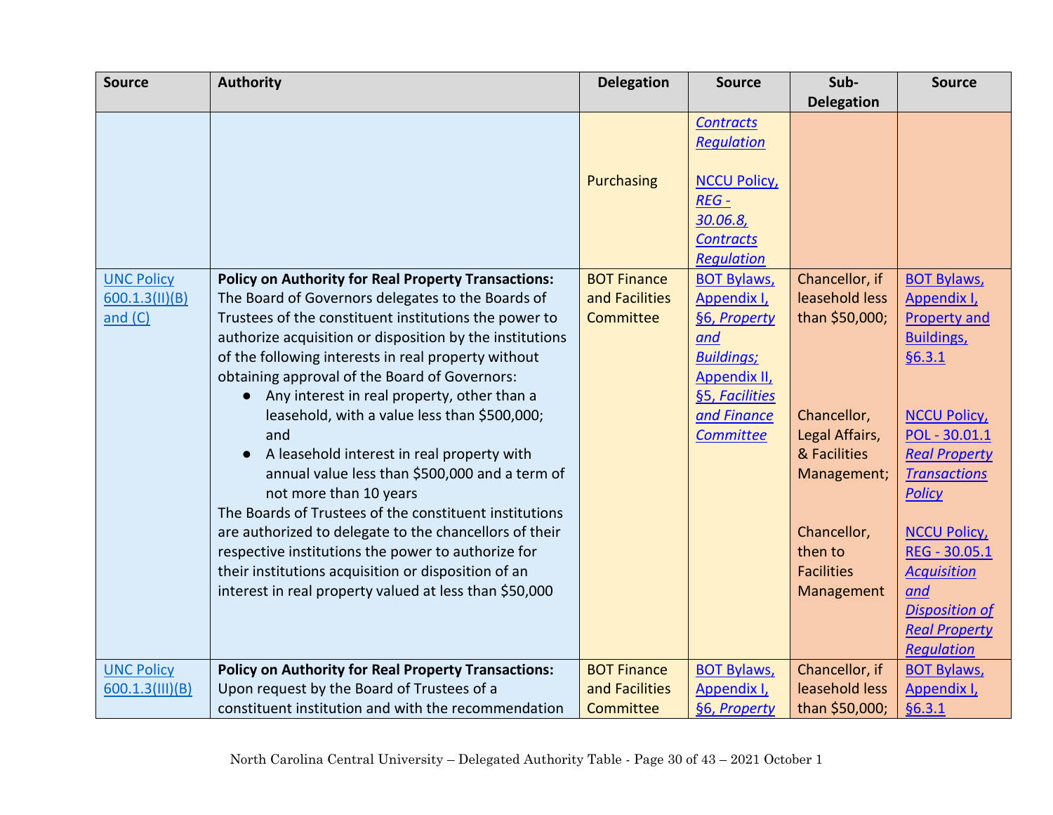| Source | Authority | Delegation | Source | Sub-Delegation | Source |
|---|---|---|---|---|---|
| | | Purchasing | *Contracts Regulation*<br><br>NCCU Policy, *REG - 30.06.8, Contracts Regulation* | | |
| UNC Policy 600.1.3(II)(B) and (C) | **Policy on Authority for Real Property Transactions:** The Board of Governors delegates to the Boards of Trustees of the constituent institutions the power to authorize acquisition or disposition by the institutions of the following interests in real property without obtaining approval of the Board of Governors: <br>● Any interest in real property, other than a leasehold, with a value less than $500,000; and <br>● A leasehold interest in real property with annual value less than $500,000 and a term of not more than 10 years <br>The Boards of Trustees of the constituent institutions are authorized to delegate to the chancellors of their respective institutions the power to authorize for their institutions acquisition or disposition of an interest in real property valued at less than $50,000 | BOT Finance and Facilities Committee | BOT Bylaws, Appendix I, §6, *Property and Buildings;* Appendix II, §5, *Facilities and Finance Committee* | Chancellor, if leasehold less than $50,000;<br><br>Chancellor, Legal Affairs, & Facilities Management;<br><br>Chancellor, then to Facilities Management | BOT Bylaws, Appendix I, Property and Buildings, §6.3.1<br><br>NCCU Policy, POL - 30.01.1 *Real Property Transactions Policy*<br><br>NCCU Policy, REG - 30.05.1 *Acquisition and Disposition of Real Property Regulation* |
| UNC Policy 600.1.3(III)(B) | **Policy on Authority for Real Property Transactions:** Upon request by the Board of Trustees of a constituent institution and with the recommendation | BOT Finance and Facilities Committee | BOT Bylaws, Appendix I, §6, *Property* | Chancellor, if leasehold less than $50,000; | BOT Bylaws, Appendix I, §6.3.1 |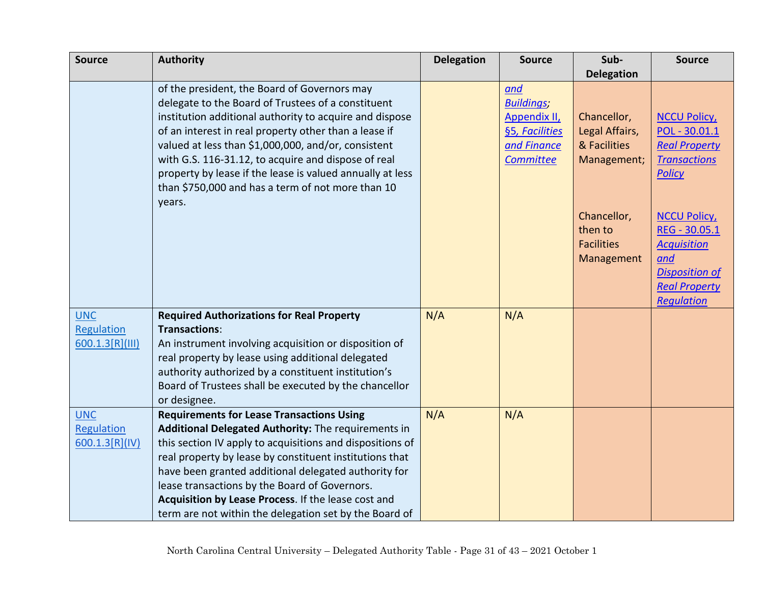| Source | Authority | Delegation | Source | Sub-Delegation | Source |
|---|---|---|---|---|---|
| | of the president, the Board of Governors may delegate to the Board of Trustees of a constituent institution additional authority to acquire and dispose of an interest in real property other than a lease if valued at less than $1,000,000, and/or, consistent with G.S. 116-31.12, to acquire and dispose of real property by lease if the lease is valued annually at less than $750,000 and has a term of not more than 10 years. | | *and Buildings*; Appendix II, §5, *Facilities and Finance Committee* | Chancellor, Legal Affairs, & Facilities Management; Chancellor, then to Facilities Management | NCCU Policy, POL - 30.01.1 *Real Property Transactions Policy*; NCCU Policy, REG - 30.05.1 *Acquisition and Disposition of Real Property Regulation* |
| UNC Regulation 600.1.3[R](III) | **Required Authorizations for Real Property Transactions**: An instrument involving acquisition or disposition of real property by lease using additional delegated authority authorized by a constituent institution's Board of Trustees shall be executed by the chancellor or designee. | N/A | N/A | | |
| UNC Regulation 600.1.3[R](IV) | **Requirements for Lease Transactions Using Additional Delegated Authority:** The requirements in this section IV apply to acquisitions and dispositions of real property by lease by constituent institutions that have been granted additional delegated authority for lease transactions by the Board of Governors. **Acquisition by Lease Process**. If the lease cost and term are not within the delegation set by the Board of | N/A | N/A | | |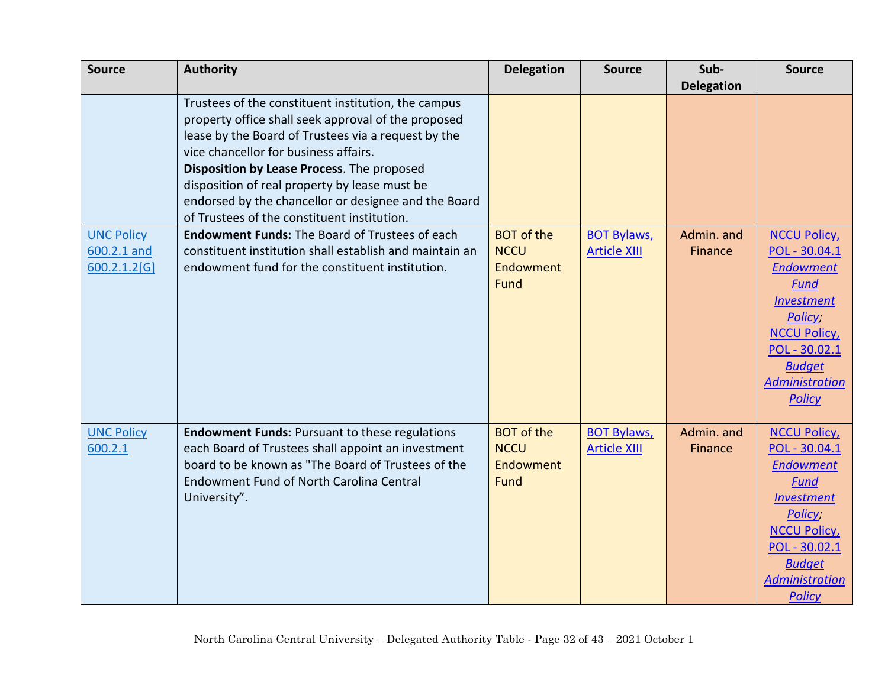| Source | Authority | Delegation | Source | Sub-Delegation | Source |
|---|---|---|---|---|---|
| | Trustees of the constituent institution, the campus property office shall seek approval of the proposed lease by the Board of Trustees via a request by the vice chancellor for business affairs. **Disposition by Lease Process**. The proposed disposition of real property by lease must be endorsed by the chancellor or designee and the Board of Trustees of the constituent institution. | | | | |
| UNC Policy 600.2.1 and 600.2.1.2[G] | **Endowment Funds:** The Board of Trustees of each constituent institution shall establish and maintain an endowment fund for the constituent institution. | BOT of the NCCU Endowment Fund | BOT Bylaws, Article XIII | Admin. and Finance | NCCU Policy, POL - 30.04.1 *Endowment Fund Investment Policy*; NCCU Policy, POL - 30.02.1 *Budget Administration Policy* |
| UNC Policy 600.2.1 | **Endowment Funds:** Pursuant to these regulations each Board of Trustees shall appoint an investment board to be known as "The Board of Trustees of the Endowment Fund of North Carolina Central University". | BOT of the NCCU Endowment Fund | BOT Bylaws, Article XIII | Admin. and Finance | NCCU Policy, POL - 30.04.1 *Endowment Fund Investment Policy*; NCCU Policy, POL - 30.02.1 *Budget Administration Policy* |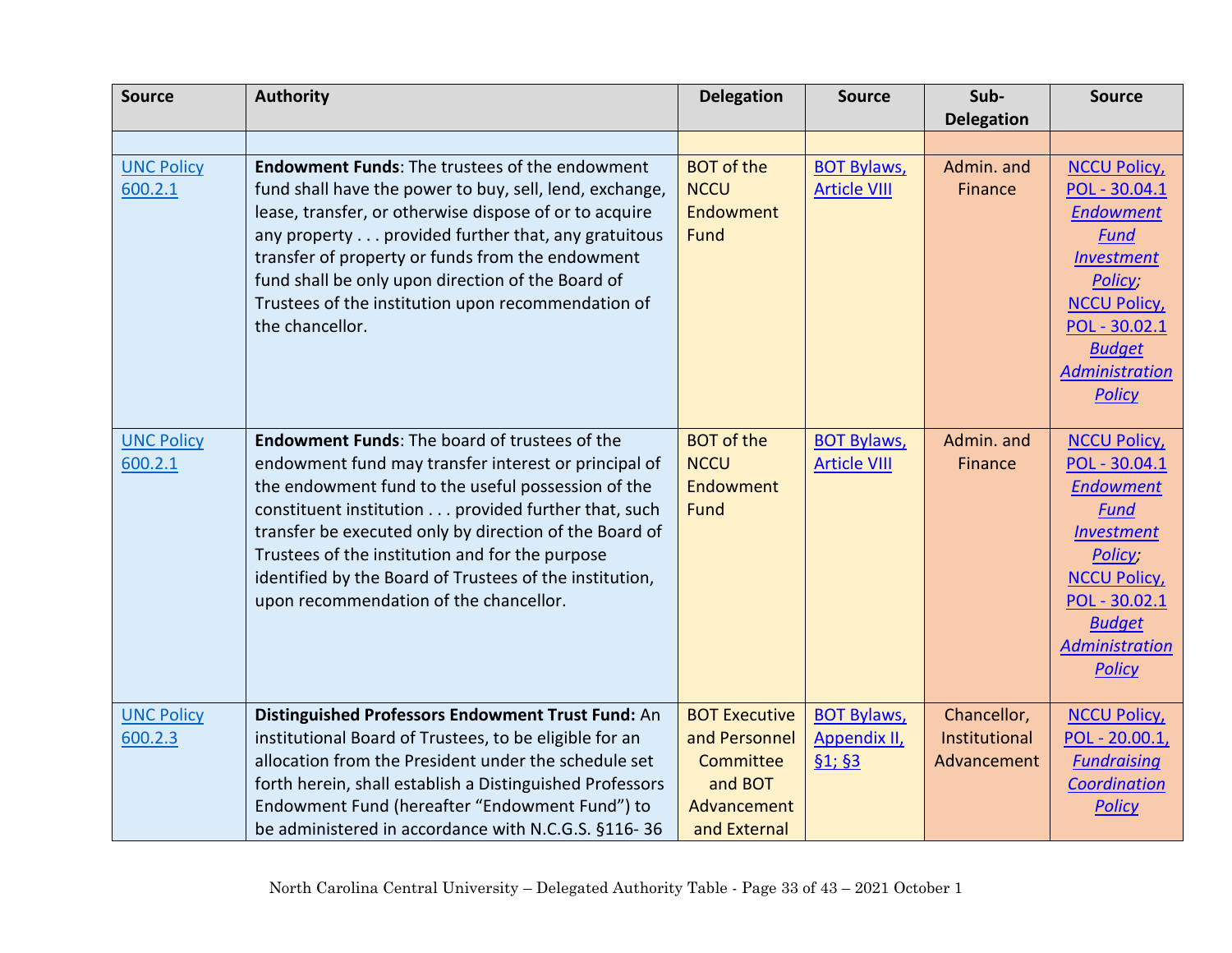| Source | Authority | Delegation | Source | Sub-Delegation | Source |
|---|---|---|---|---|---|
| | | | | | |
| UNC Policy 600.2.1 | **Endowment Funds**: The trustees of the endowment fund shall have the power to buy, sell, lend, exchange, lease, transfer, or otherwise dispose of or to acquire any property . . . provided further that, any gratuitous transfer of property or funds from the endowment fund shall be only upon direction of the Board of Trustees of the institution upon recommendation of the chancellor. | BOT of the NCCU Endowment Fund | BOT Bylaws, Article VIII | Admin. and Finance | NCCU Policy, POL - 30.04.1 *Endowment Fund Investment Policy*; NCCU Policy, POL - 30.02.1 *Budget Administration Policy* |
| UNC Policy 600.2.1 | **Endowment Funds**: The board of trustees of the endowment fund may transfer interest or principal of the endowment fund to the useful possession of the constituent institution . . . provided further that, such transfer be executed only by direction of the Board of Trustees of the institution and for the purpose identified by the Board of Trustees of the institution, upon recommendation of the chancellor. | BOT of the NCCU Endowment Fund | BOT Bylaws, Article VIII | Admin. and Finance | NCCU Policy, POL - 30.04.1 *Endowment Fund Investment Policy*; NCCU Policy, POL - 30.02.1 *Budget Administration Policy* |
| UNC Policy 600.2.3 | **Distinguished Professors Endowment Trust Fund:** An institutional Board of Trustees, to be eligible for an allocation from the President under the schedule set forth herein, shall establish a Distinguished Professors Endowment Fund (hereafter "Endowment Fund") to be administered in accordance with N.C.G.S. §116- 36 | BOT Executive and Personnel Committee and BOT Advancement and External | BOT Bylaws, Appendix II, §1; §3 | Chancellor, Institutional Advancement | NCCU Policy, POL - 20.00.1, *Fundraising Coordination Policy* |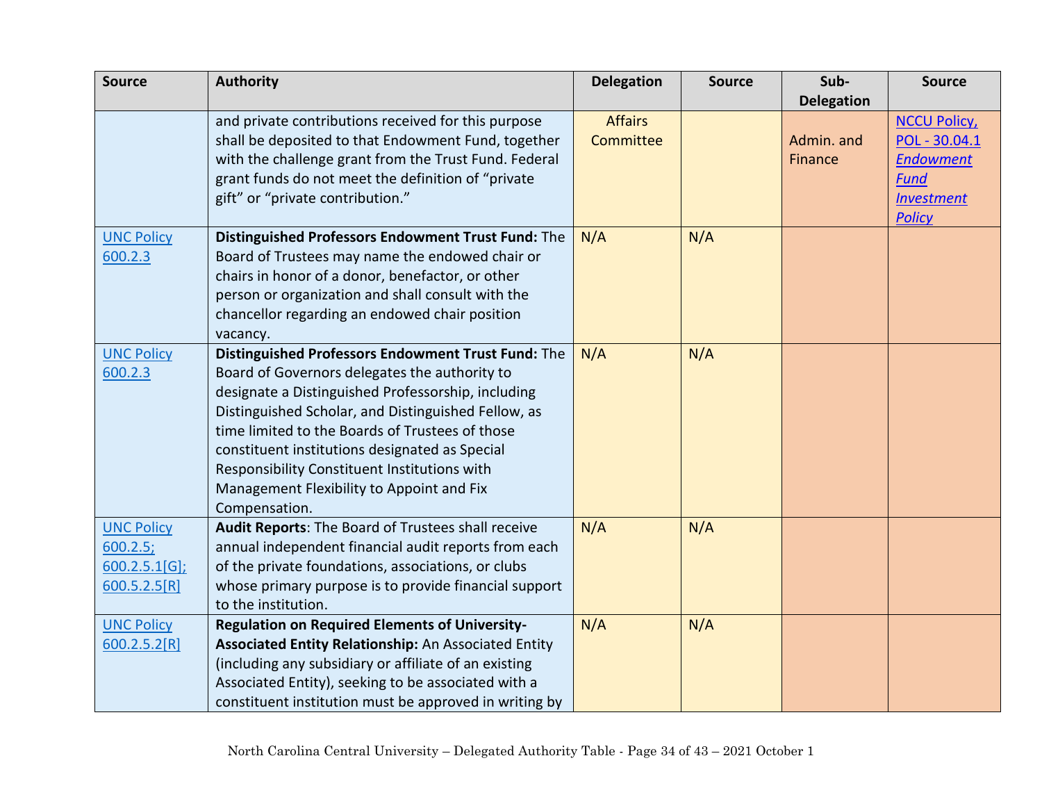| Source | Authority | Delegation | Source | Sub-Delegation | Source |
|---|---|---|---|---|---|
| | and private contributions received for this purpose shall be deposited to that Endowment Fund, together with the challenge grant from the Trust Fund. Federal grant funds do not meet the definition of "private gift" or "private contribution." | Affairs Committee | | Admin. and Finance | NCCU Policy, POL - 30.04.1 *Endowment Fund Investment Policy* |
| UNC Policy 600.2.3 | **Distinguished Professors Endowment Trust Fund:** The Board of Trustees may name the endowed chair or chairs in honor of a donor, benefactor, or other person or organization and shall consult with the chancellor regarding an endowed chair position vacancy. | N/A | N/A | | |
| UNC Policy 600.2.3 | **Distinguished Professors Endowment Trust Fund:** The Board of Governors delegates the authority to designate a Distinguished Professorship, including Distinguished Scholar, and Distinguished Fellow, as time limited to the Boards of Trustees of those constituent institutions designated as Special Responsibility Constituent Institutions with Management Flexibility to Appoint and Fix Compensation. | N/A | N/A | | |
| UNC Policy 600.2.5; 600.2.5.1[G]; 600.5.2.5[R] | **Audit Reports**: The Board of Trustees shall receive annual independent financial audit reports from each of the private foundations, associations, or clubs whose primary purpose is to provide financial support to the institution. | N/A | N/A | | |
| UNC Policy 600.2.5.2[R] | **Regulation on Required Elements of University-Associated Entity Relationship:** An Associated Entity (including any subsidiary or affiliate of an existing Associated Entity), seeking to be associated with a constituent institution must be approved in writing by | N/A | N/A | | |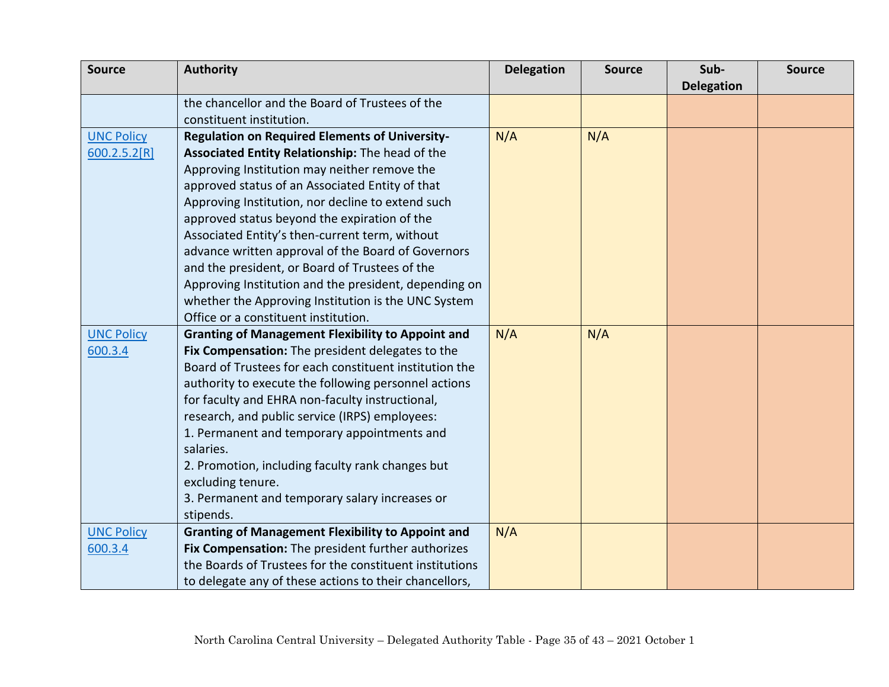| Source | Authority | Delegation | Source | Sub-Delegation | Source |
|---|---|---|---|---|---|
| | the chancellor and the Board of Trustees of the constituent institution. | | | | |
| UNC Policy 600.2.5.2[R] | **Regulation on Required Elements of University-Associated Entity Relationship:** The head of the Approving Institution may neither remove the approved status of an Associated Entity of that Approving Institution, nor decline to extend such approved status beyond the expiration of the Associated Entity's then-current term, without advance written approval of the Board of Governors and the president, or Board of Trustees of the Approving Institution and the president, depending on whether the Approving Institution is the UNC System Office or a constituent institution. | N/A | N/A | | |
| UNC Policy 600.3.4 | **Granting of Management Flexibility to Appoint and Fix Compensation:** The president delegates to the Board of Trustees for each constituent institution the authority to execute the following personnel actions for faculty and EHRA non-faculty instructional, research, and public service (IRPS) employees:<br>1. Permanent and temporary appointments and salaries.<br>2. Promotion, including faculty rank changes but excluding tenure.<br>3. Permanent and temporary salary increases or stipends. | N/A | N/A | | |
| UNC Policy 600.3.4 | **Granting of Management Flexibility to Appoint and Fix Compensation:** The president further authorizes the Boards of Trustees for the constituent institutions to delegate any of these actions to their chancellors, | N/A | | | |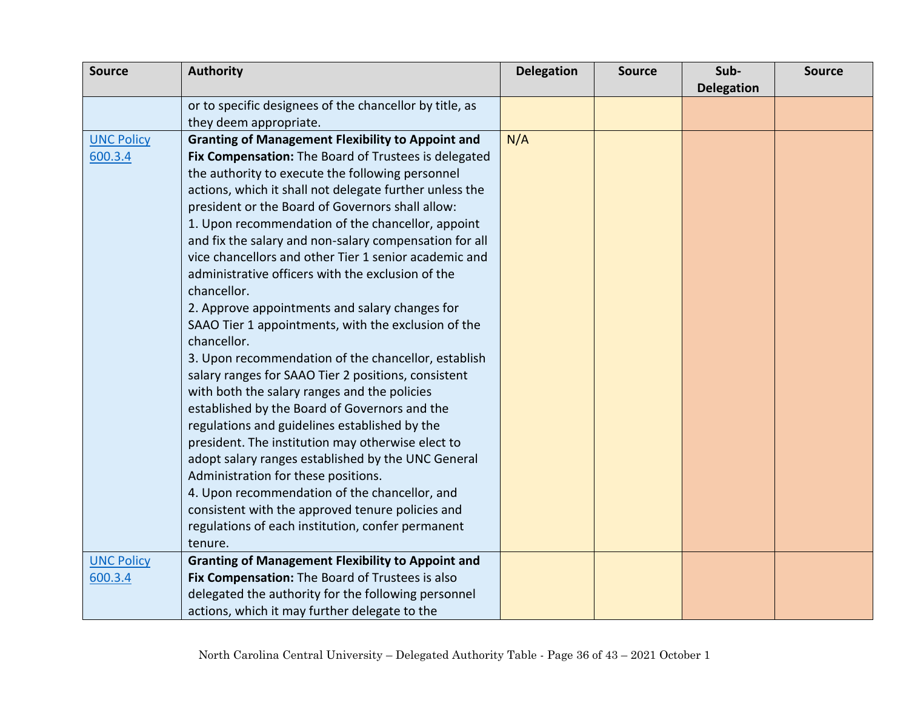| Source | Authority | Delegation | Source | Sub-Delegation | Source |
|---|---|---|---|---|---|
| | or to specific designees of the chancellor by title, as they deem appropriate. | | | | |
| UNC Policy 600.3.4 | **Granting of Management Flexibility to Appoint and Fix Compensation:** The Board of Trustees is delegated the authority to execute the following personnel actions, which it shall not delegate further unless the president or the Board of Governors shall allow:<br>1. Upon recommendation of the chancellor, appoint and fix the salary and non-salary compensation for all vice chancellors and other Tier 1 senior academic and administrative officers with the exclusion of the chancellor.<br>2. Approve appointments and salary changes for SAAO Tier 1 appointments, with the exclusion of the chancellor.<br>3. Upon recommendation of the chancellor, establish salary ranges for SAAO Tier 2 positions, consistent with both the salary ranges and the policies established by the Board of Governors and the regulations and guidelines established by the president. The institution may otherwise elect to adopt salary ranges established by the UNC General Administration for these positions.<br>4. Upon recommendation of the chancellor, and consistent with the approved tenure policies and regulations of each institution, confer permanent tenure. | N/A | | | |
| UNC Policy 600.3.4 | **Granting of Management Flexibility to Appoint and Fix Compensation:** The Board of Trustees is also delegated the authority for the following personnel actions, which it may further delegate to the | | | | |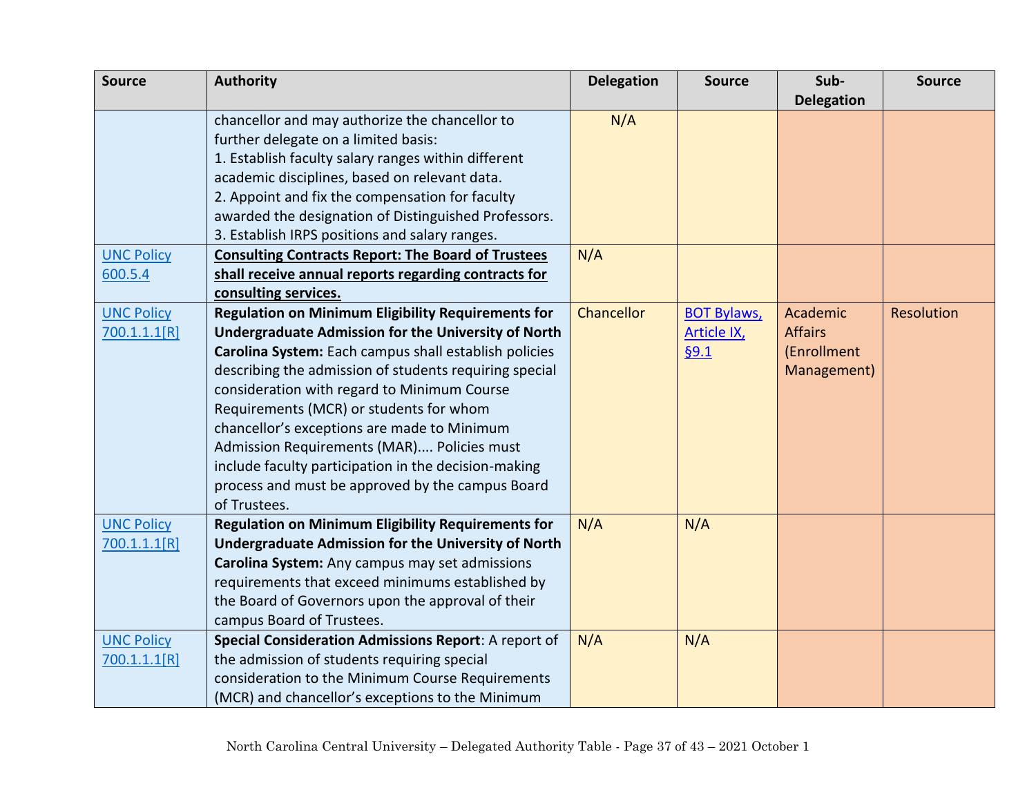| Source | Authority | Delegation | Source | Sub-Delegation | Source |
|---|---|---|---|---|---|
| | chancellor and may authorize the chancellor to further delegate on a limited basis:<br>1. Establish faculty salary ranges within different academic disciplines, based on relevant data.<br>2. Appoint and fix the compensation for faculty awarded the designation of Distinguished Professors.<br>3. Establish IRPS positions and salary ranges. | N/A | | | |
| UNC Policy 600.5.4 | **Consulting Contracts Report: The Board of Trustees shall receive annual reports regarding contracts for consulting services.** | N/A | | | |
| UNC Policy 700.1.1.1[R] | **Regulation on Minimum Eligibility Requirements for Undergraduate Admission for the University of North Carolina System:** Each campus shall establish policies describing the admission of students requiring special consideration with regard to Minimum Course Requirements (MCR) or students for whom chancellor's exceptions are made to Minimum Admission Requirements (MAR).... Policies must include faculty participation in the decision-making process and must be approved by the campus Board of Trustees. | Chancellor | BOT Bylaws, Article IX, §9.1 | Academic Affairs (Enrollment Management) | Resolution |
| UNC Policy 700.1.1.1[R] | **Regulation on Minimum Eligibility Requirements for Undergraduate Admission for the University of North Carolina System:** Any campus may set admissions requirements that exceed minimums established by the Board of Governors upon the approval of their campus Board of Trustees. | N/A | N/A | | |
| UNC Policy 700.1.1.1[R] | **Special Consideration Admissions Report**: A report of the admission of students requiring special consideration to the Minimum Course Requirements (MCR) and chancellor's exceptions to the Minimum | N/A | N/A | | |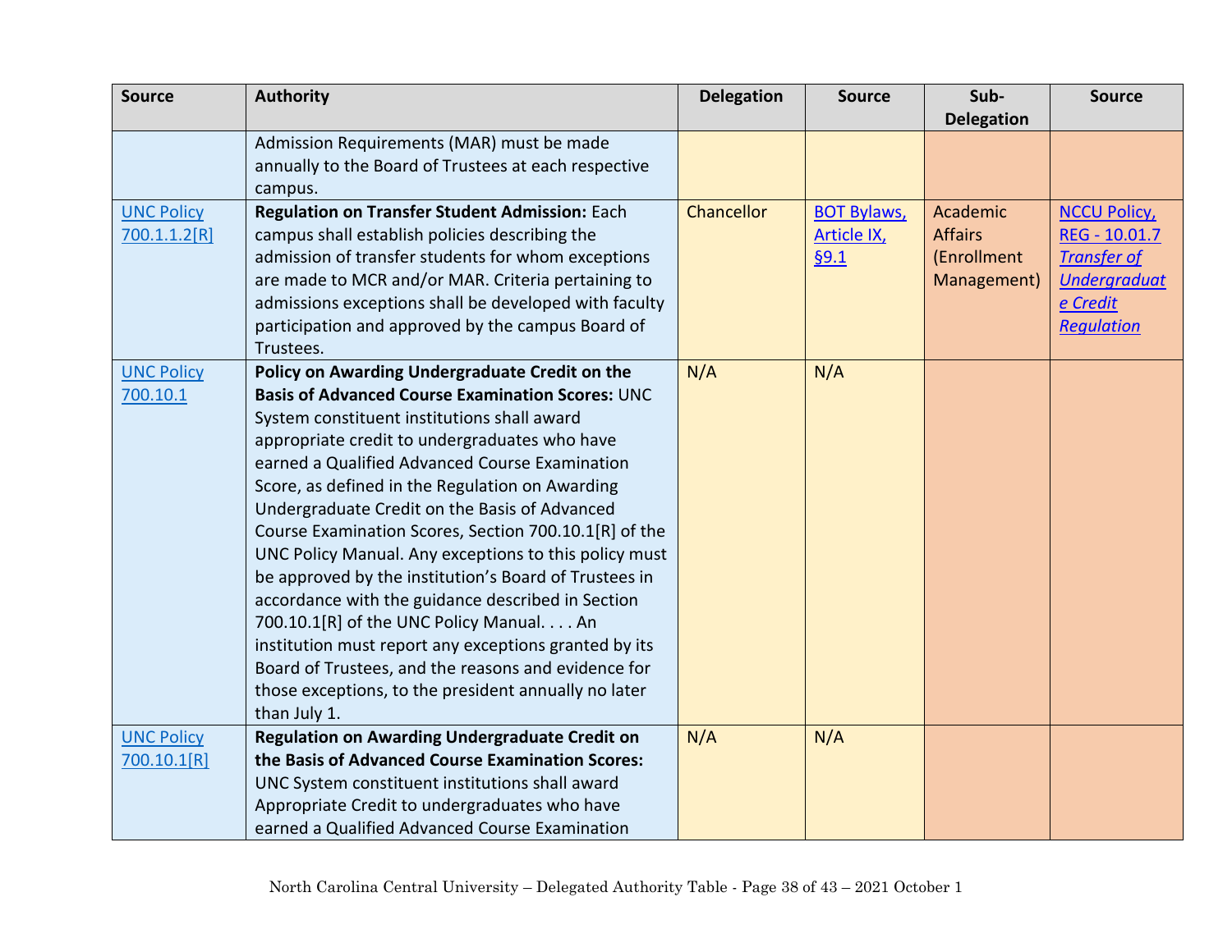| Source | Authority | Delegation | Source | Sub-Delegation | Source |
|---|---|---|---|---|---|
| | Admission Requirements (MAR) must be made annually to the Board of Trustees at each respective campus. | | | | |
| UNC Policy 700.1.1.2[R] | **Regulation on Transfer Student Admission:** Each campus shall establish policies describing the admission of transfer students for whom exceptions are made to MCR and/or MAR. Criteria pertaining to admissions exceptions shall be developed with faculty participation and approved by the campus Board of Trustees. | Chancellor | BOT Bylaws, Article IX, §9.1 | Academic Affairs (Enrollment Management) | NCCU Policy, REG - 10.01.7 *Transfer of Undergraduate Credit Regulation* |
| UNC Policy 700.10.1 | **Policy on Awarding Undergraduate Credit on the Basis of Advanced Course Examination Scores:** UNC System constituent institutions shall award appropriate credit to undergraduates who have earned a Qualified Advanced Course Examination Score, as defined in the Regulation on Awarding Undergraduate Credit on the Basis of Advanced Course Examination Scores, Section 700.10.1[R] of the UNC Policy Manual. Any exceptions to this policy must be approved by the institution's Board of Trustees in accordance with the guidance described in Section 700.10.1[R] of the UNC Policy Manual. . . . An institution must report any exceptions granted by its Board of Trustees, and the reasons and evidence for those exceptions, to the president annually no later than July 1. | N/A | N/A | | |
| UNC Policy 700.10.1[R] | **Regulation on Awarding Undergraduate Credit on the Basis of Advanced Course Examination Scores:** UNC System constituent institutions shall award Appropriate Credit to undergraduates who have earned a Qualified Advanced Course Examination | N/A | N/A | | |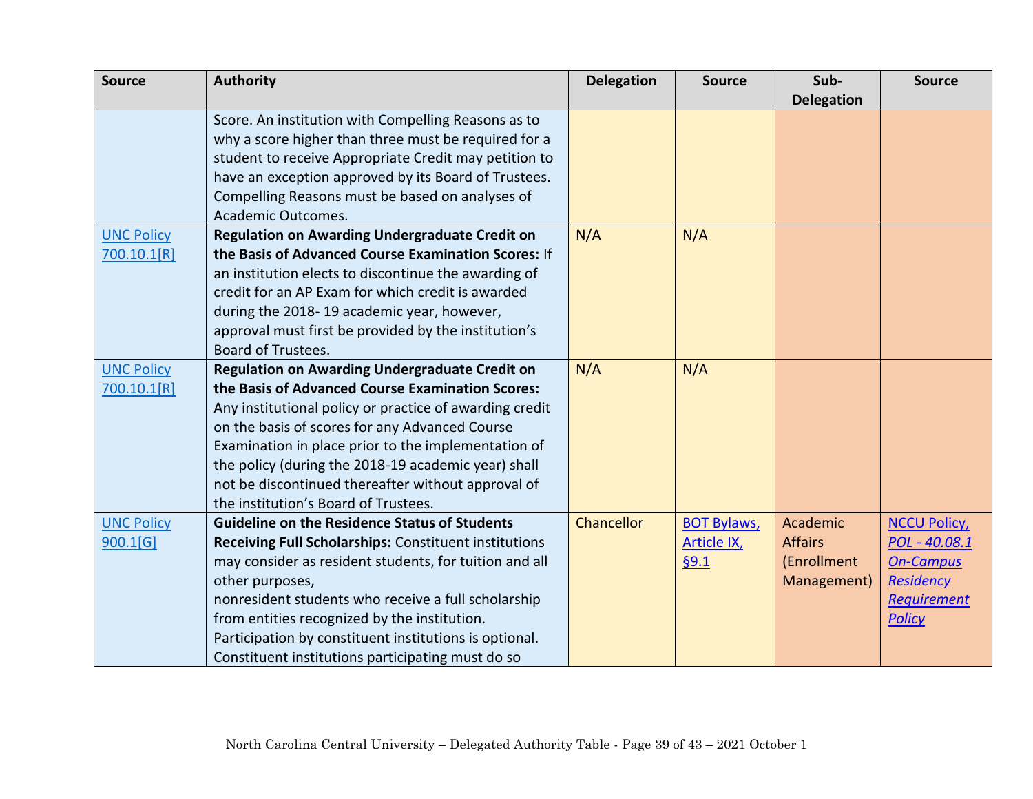| Source | Authority | Delegation | Source | Sub-Delegation | Source |
|---|---|---|---|---|---|
| | Score. An institution with Compelling Reasons as to why a score higher than three must be required for a student to receive Appropriate Credit may petition to have an exception approved by its Board of Trustees. Compelling Reasons must be based on analyses of Academic Outcomes. | | | | |
| UNC Policy 700.10.1[R] | **Regulation on Awarding Undergraduate Credit on the Basis of Advanced Course Examination Scores:** If an institution elects to discontinue the awarding of credit for an AP Exam for which credit is awarded during the 2018- 19 academic year, however, approval must first be provided by the institution's Board of Trustees. | N/A | N/A | | |
| UNC Policy 700.10.1[R] | **Regulation on Awarding Undergraduate Credit on the Basis of Advanced Course Examination Scores:** Any institutional policy or practice of awarding credit on the basis of scores for any Advanced Course Examination in place prior to the implementation of the policy (during the 2018-19 academic year) shall not be discontinued thereafter without approval of the institution's Board of Trustees. | N/A | N/A | | |
| UNC Policy 900.1[G] | **Guideline on the Residence Status of Students Receiving Full Scholarships:** Constituent institutions may consider as resident students, for tuition and all other purposes, nonresident students who receive a full scholarship from entities recognized by the institution. Participation by constituent institutions is optional. Constituent institutions participating must do so | Chancellor | BOT Bylaws, Article IX, §9.1 | Academic Affairs (Enrollment Management) | NCCU Policy, *POL - 40.08.1 On-Campus Residency Requirement Policy* |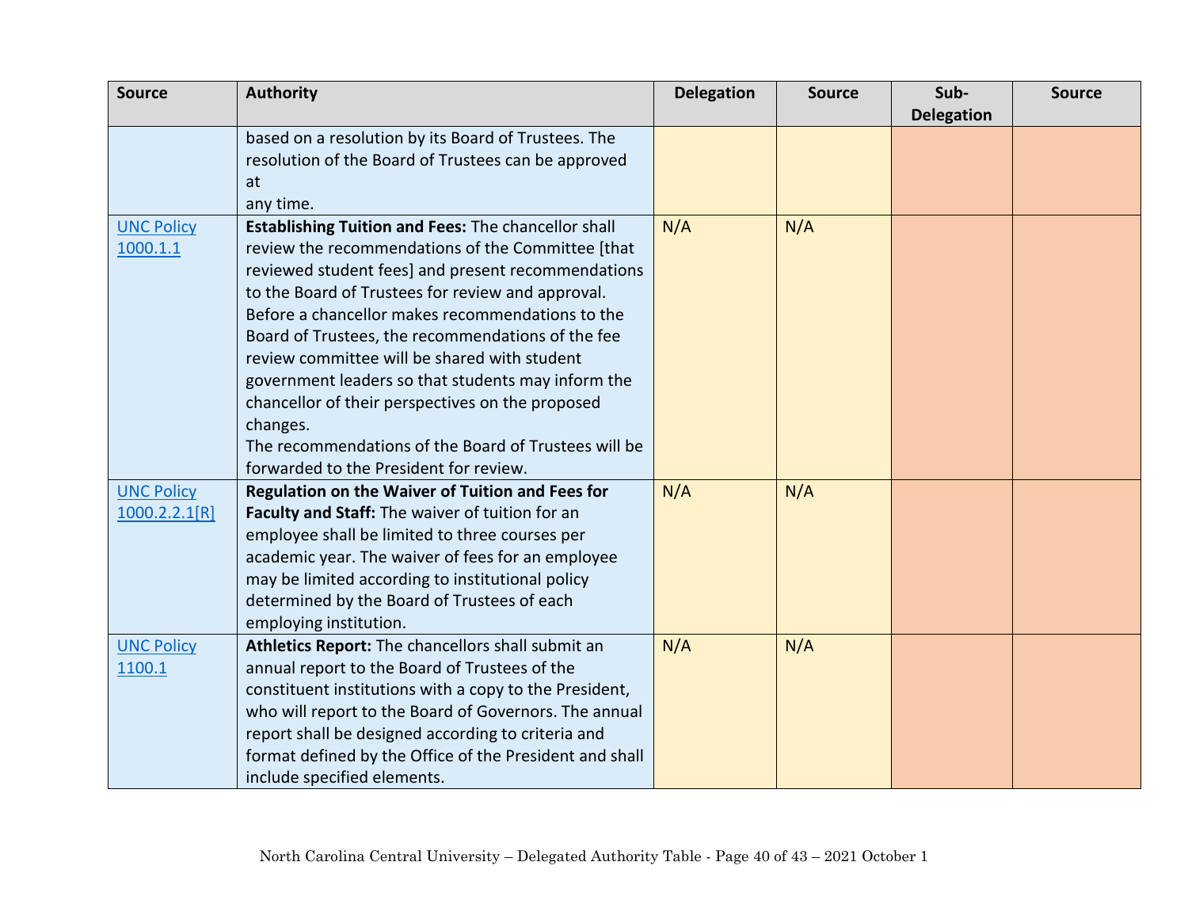| Source | Authority | Delegation | Source | Sub-Delegation | Source |
|---|---|---|---|---|---|
| | based on a resolution by its Board of Trustees. The resolution of the Board of Trustees can be approved at any time. | | | | |
| UNC Policy 1000.1.1 | **Establishing Tuition and Fees:** The chancellor shall review the recommendations of the Committee [that reviewed student fees] and present recommendations to the Board of Trustees for review and approval. Before a chancellor makes recommendations to the Board of Trustees, the recommendations of the fee review committee will be shared with student government leaders so that students may inform the chancellor of their perspectives on the proposed changes.<br>The recommendations of the Board of Trustees will be forwarded to the President for review. | N/A | N/A | | |
| UNC Policy 1000.2.2.1[R] | **Regulation on the Waiver of Tuition and Fees for Faculty and Staff:** The waiver of tuition for an employee shall be limited to three courses per academic year. The waiver of fees for an employee may be limited according to institutional policy determined by the Board of Trustees of each employing institution. | N/A | N/A | | |
| UNC Policy 1100.1 | **Athletics Report:** The chancellors shall submit an annual report to the Board of Trustees of the constituent institutions with a copy to the President, who will report to the Board of Governors. The annual report shall be designed according to criteria and format defined by the Office of the President and shall include specified elements. | N/A | N/A | | |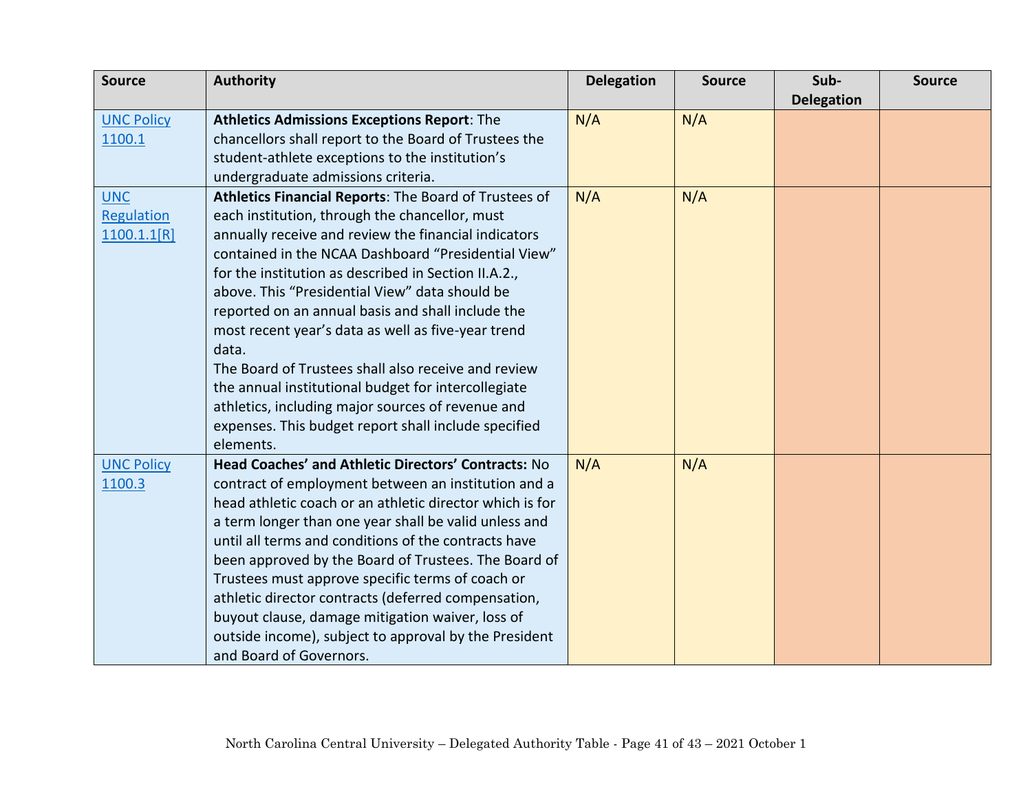| Source | Authority | Delegation | Source | Sub-Delegation | Source |
|---|---|---|---|---|---|
| UNC Policy 1100.1 | **Athletics Admissions Exceptions Report**: The chancellors shall report to the Board of Trustees the student-athlete exceptions to the institution's undergraduate admissions criteria. | N/A | N/A | | |
| UNC Regulation 1100.1.1[R] | **Athletics Financial Reports**: The Board of Trustees of each institution, through the chancellor, must annually receive and review the financial indicators contained in the NCAA Dashboard "Presidential View" for the institution as described in Section II.A.2., above. This "Presidential View" data should be reported on an annual basis and shall include the most recent year's data as well as five-year trend data.<br>The Board of Trustees shall also receive and review the annual institutional budget for intercollegiate athletics, including major sources of revenue and expenses. This budget report shall include specified elements. | N/A | N/A | | |
| UNC Policy 1100.3 | **Head Coaches' and Athletic Directors' Contracts:** No contract of employment between an institution and a head athletic coach or an athletic director which is for a term longer than one year shall be valid unless and until all terms and conditions of the contracts have been approved by the Board of Trustees. The Board of Trustees must approve specific terms of coach or athletic director contracts (deferred compensation, buyout clause, damage mitigation waiver, loss of outside income), subject to approval by the President and Board of Governors. | N/A | N/A | | |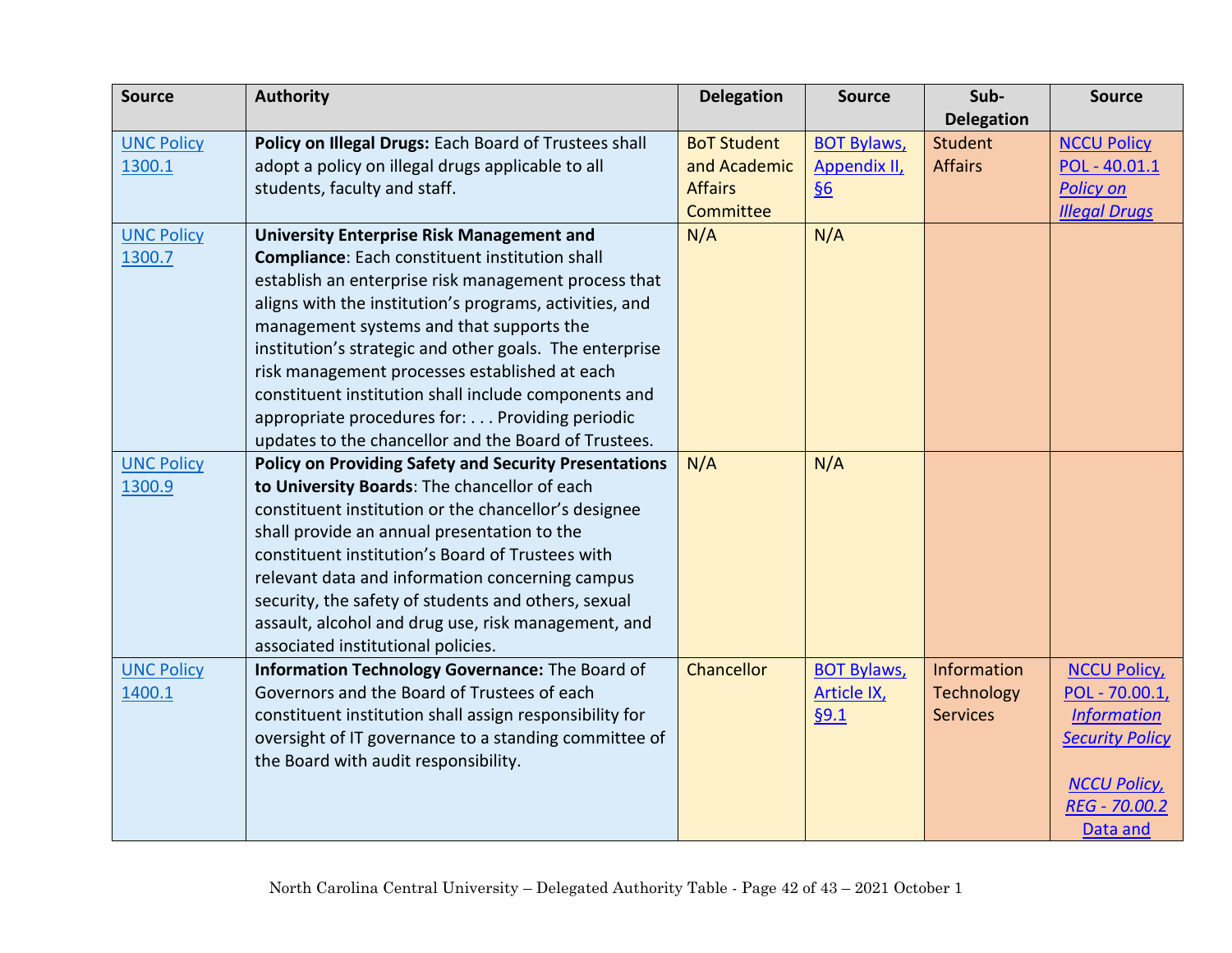| Source | Authority | Delegation | Source | Sub-Delegation | Source |
|---|---|---|---|---|---|
| UNC Policy 1300.1 | **Policy on Illegal Drugs:** Each Board of Trustees shall adopt a policy on illegal drugs applicable to all students, faculty and staff. | BoT Student and Academic Affairs Committee | BOT Bylaws, Appendix II, §6 | Student Affairs | NCCU Policy POL - 40.01.1 *Policy on Illegal Drugs* |
| UNC Policy 1300.7 | **University Enterprise Risk Management and Compliance**: Each constituent institution shall establish an enterprise risk management process that aligns with the institution's programs, activities, and management systems and that supports the institution's strategic and other goals. The enterprise risk management processes established at each constituent institution shall include components and appropriate procedures for: . . . Providing periodic updates to the chancellor and the Board of Trustees. | N/A | N/A | | |
| UNC Policy 1300.9 | **Policy on Providing Safety and Security Presentations to University Boards**: The chancellor of each constituent institution or the chancellor's designee shall provide an annual presentation to the constituent institution's Board of Trustees with relevant data and information concerning campus security, the safety of students and others, sexual assault, alcohol and drug use, risk management, and associated institutional policies. | N/A | N/A | | |
| UNC Policy 1400.1 | **Information Technology Governance:** The Board of Governors and the Board of Trustees of each constituent institution shall assign responsibility for oversight of IT governance to a standing committee of the Board with audit responsibility. | Chancellor | BOT Bylaws, Article IX, §9.1 | Information Technology Services | NCCU Policy, POL - 70.00.1, *Information Security Policy*<br><br>*NCCU Policy, REG - 70.00.2* Data and |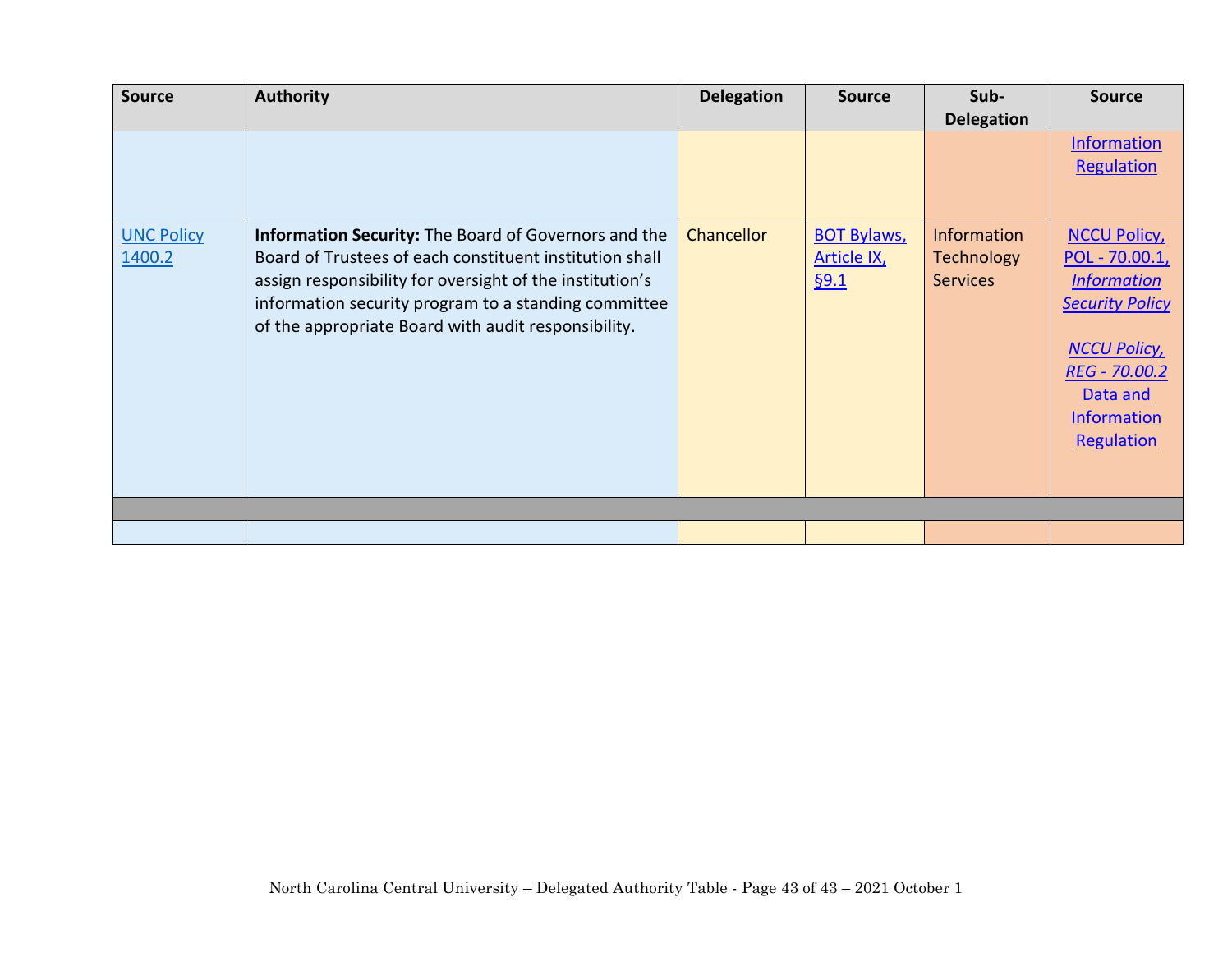| Source | Authority | Delegation | Source | Sub-Delegation | Source |
|---|---|---|---|---|---|
| | | | | | Information Regulation |
| UNC Policy 1400.2 | **Information Security:** The Board of Governors and the Board of Trustees of each constituent institution shall assign responsibility for oversight of the institution's information security program to a standing committee of the appropriate Board with audit responsibility. | Chancellor | BOT Bylaws, Article IX, §9.1 | Information Technology Services | NCCU Policy, POL - 70.00.1, *Information Security Policy* <br><br> *NCCU Policy, REG - 70.00.2* Data and Information Regulation |
| | | | | | |
| | | | | | |